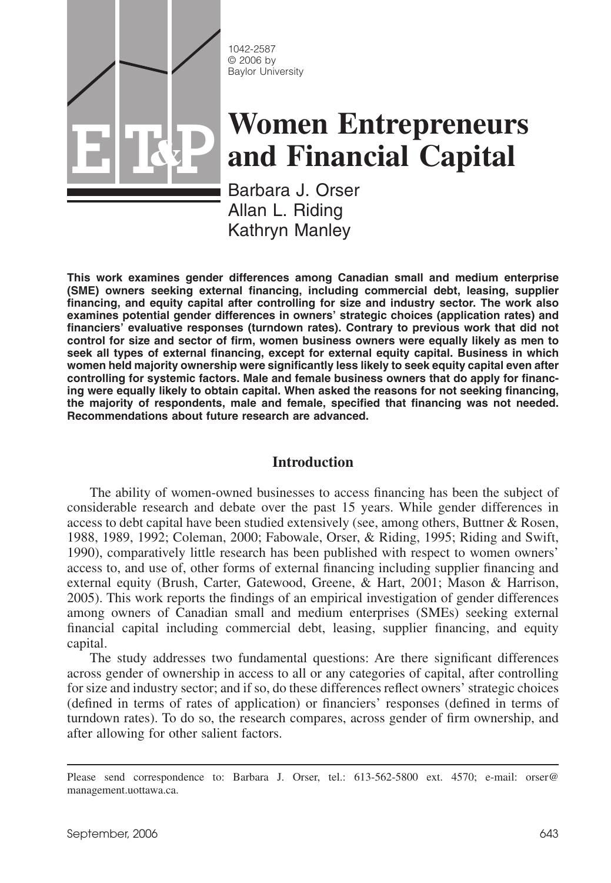1042-2587
© 2006 by
Baylor University

# Women Entrepreneurs and Financial Capital

Barbara J. Orser
Allan L. Riding
Kathryn Manley

**This work examines gender differences among Canadian small and medium enterprise (SME) owners seeking external financing, including commercial debt, leasing, supplier financing, and equity capital after controlling for size and industry sector. The work also examines potential gender differences in owners' strategic choices (application rates) and financiers' evaluative responses (turndown rates). Contrary to previous work that did not control for size and sector of firm, women business owners were equally likely as men to seek all types of external financing, except for external equity capital. Business in which women held majority ownership were significantly less likely to seek equity capital even after controlling for systemic factors. Male and female business owners that do apply for financing were equally likely to obtain capital. When asked the reasons for not seeking financing, the majority of respondents, male and female, specified that financing was not needed. Recommendations about future research are advanced.**

## Introduction

The ability of women-owned businesses to access financing has been the subject of considerable research and debate over the past 15 years. While gender differences in access to debt capital have been studied extensively (see, among others, Buttner & Rosen, 1988, 1989, 1992; Coleman, 2000; Fabowale, Orser, & Riding, 1995; Riding and Swift, 1990), comparatively little research has been published with respect to women owners' access to, and use of, other forms of external financing including supplier financing and external equity (Brush, Carter, Gatewood, Greene, & Hart, 2001; Mason & Harrison, 2005). This work reports the findings of an empirical investigation of gender differences among owners of Canadian small and medium enterprises (SMEs) seeking external financial capital including commercial debt, leasing, supplier financing, and equity capital.

The study addresses two fundamental questions: Are there significant differences across gender of ownership in access to all or any categories of capital, after controlling for size and industry sector; and if so, do these differences reflect owners' strategic choices (defined in terms of rates of application) or financiers' responses (defined in terms of turndown rates). To do so, the research compares, across gender of firm ownership, and after allowing for other salient factors.

Please send correspondence to: Barbara J. Orser, tel.: 613-562-5800 ext. 4570; e-mail: orser@management.uottawa.ca.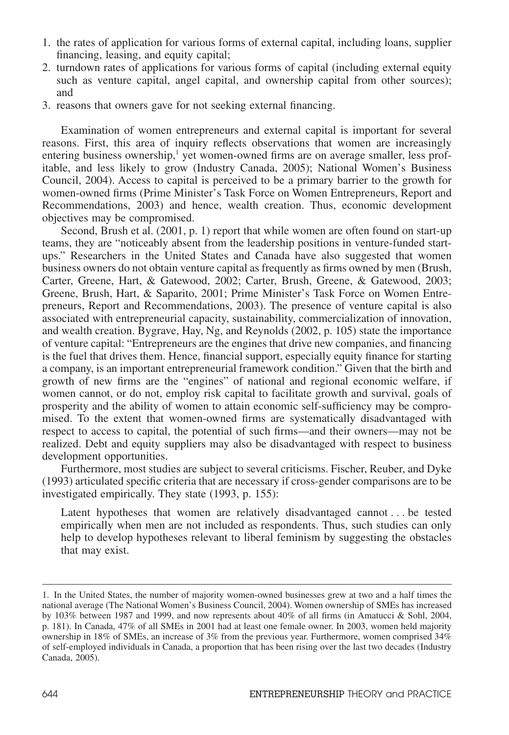1. the rates of application for various forms of external capital, including loans, supplier financing, leasing, and equity capital;
2. turndown rates of applications for various forms of capital (including external equity such as venture capital, angel capital, and ownership capital from other sources); and
3. reasons that owners gave for not seeking external financing.

Examination of women entrepreneurs and external capital is important for several reasons. First, this area of inquiry reflects observations that women are increasingly entering business ownership,[1] yet women-owned firms are on average smaller, less profitable, and less likely to grow (Industry Canada, 2005); National Women's Business Council, 2004). Access to capital is perceived to be a primary barrier to the growth for women-owned firms (Prime Minister's Task Force on Women Entrepreneurs, Report and Recommendations, 2003) and hence, wealth creation. Thus, economic development objectives may be compromised.

Second, Brush et al. (2001, p. 1) report that while women are often found on start-up teams, they are "noticeably absent from the leadership positions in venture-funded start-ups." Researchers in the United States and Canada have also suggested that women business owners do not obtain venture capital as frequently as firms owned by men (Brush, Carter, Greene, Hart, & Gatewood, 2002; Carter, Brush, Greene, & Gatewood, 2003; Greene, Brush, Hart, & Saparito, 2001; Prime Minister's Task Force on Women Entrepreneurs, Report and Recommendations, 2003). The presence of venture capital is also associated with entrepreneurial capacity, sustainability, commercialization of innovation, and wealth creation. Bygrave, Hay, Ng, and Reynolds (2002, p. 105) state the importance of venture capital: "Entrepreneurs are the engines that drive new companies, and financing is the fuel that drives them. Hence, financial support, especially equity finance for starting a company, is an important entrepreneurial framework condition." Given that the birth and growth of new firms are the "engines" of national and regional economic welfare, if women cannot, or do not, employ risk capital to facilitate growth and survival, goals of prosperity and the ability of women to attain economic self-sufficiency may be compromised. To the extent that women-owned firms are systematically disadvantaged with respect to access to capital, the potential of such firms—and their owners—may not be realized. Debt and equity suppliers may also be disadvantaged with respect to business development opportunities.

Furthermore, most studies are subject to several criticisms. Fischer, Reuber, and Dyke (1993) articulated specific criteria that are necessary if cross-gender comparisons are to be investigated empirically. They state (1993, p. 155):

> Latent hypotheses that women are relatively disadvantaged cannot . . . be tested empirically when men are not included as respondents. Thus, such studies can only help to develop hypotheses relevant to liberal feminism by suggesting the obstacles that may exist.

---

1. In the United States, the number of majority women-owned businesses grew at two and a half times the national average (The National Women's Business Council, 2004). Women ownership of SMEs has increased by 103% between 1987 and 1999, and now represents about 40% of all firms (in Amatucci & Sohl, 2004, p. 181). In Canada, 47% of all SMEs in 2001 had at least one female owner. In 2003, women held majority ownership in 18% of SMEs, an increase of 3% from the previous year. Furthermore, women comprised 34% of self-employed individuals in Canada, a proportion that has been rising over the last two decades (Industry Canada, 2005).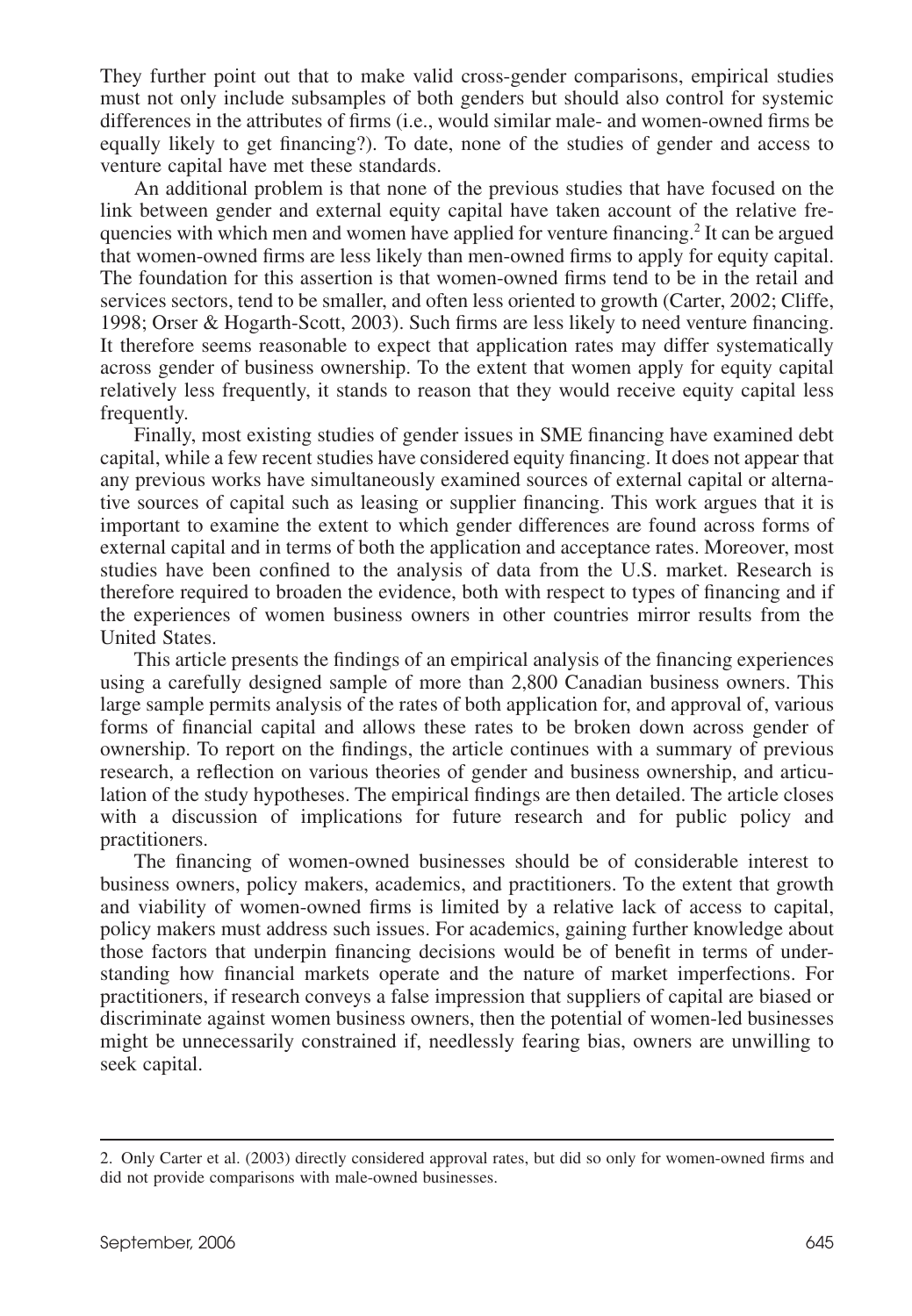They further point out that to make valid cross-gender comparisons, empirical studies must not only include subsamples of both genders but should also control for systemic differences in the attributes of firms (i.e., would similar male- and women-owned firms be equally likely to get financing?). To date, none of the studies of gender and access to venture capital have met these standards.

An additional problem is that none of the previous studies that have focused on the link between gender and external equity capital have taken account of the relative frequencies with which men and women have applied for venture financing.[2] It can be argued that women-owned firms are less likely than men-owned firms to apply for equity capital. The foundation for this assertion is that women-owned firms tend to be in the retail and services sectors, tend to be smaller, and often less oriented to growth (Carter, 2002; Cliffe, 1998; Orser & Hogarth-Scott, 2003). Such firms are less likely to need venture financing. It therefore seems reasonable to expect that application rates may differ systematically across gender of business ownership. To the extent that women apply for equity capital relatively less frequently, it stands to reason that they would receive equity capital less frequently.

Finally, most existing studies of gender issues in SME financing have examined debt capital, while a few recent studies have considered equity financing. It does not appear that any previous works have simultaneously examined sources of external capital or alternative sources of capital such as leasing or supplier financing. This work argues that it is important to examine the extent to which gender differences are found across forms of external capital and in terms of both the application and acceptance rates. Moreover, most studies have been confined to the analysis of data from the U.S. market. Research is therefore required to broaden the evidence, both with respect to types of financing and if the experiences of women business owners in other countries mirror results from the United States.

This article presents the findings of an empirical analysis of the financing experiences using a carefully designed sample of more than 2,800 Canadian business owners. This large sample permits analysis of the rates of both application for, and approval of, various forms of financial capital and allows these rates to be broken down across gender of ownership. To report on the findings, the article continues with a summary of previous research, a reflection on various theories of gender and business ownership, and articulation of the study hypotheses. The empirical findings are then detailed. The article closes with a discussion of implications for future research and for public policy and practitioners.

The financing of women-owned businesses should be of considerable interest to business owners, policy makers, academics, and practitioners. To the extent that growth and viability of women-owned firms is limited by a relative lack of access to capital, policy makers must address such issues. For academics, gaining further knowledge about those factors that underpin financing decisions would be of benefit in terms of understanding how financial markets operate and the nature of market imperfections. For practitioners, if research conveys a false impression that suppliers of capital are biased or discriminate against women business owners, then the potential of women-led businesses might be unnecessarily constrained if, needlessly fearing bias, owners are unwilling to seek capital.

---

2. Only Carter et al. (2003) directly considered approval rates, but did so only for women-owned firms and did not provide comparisons with male-owned businesses.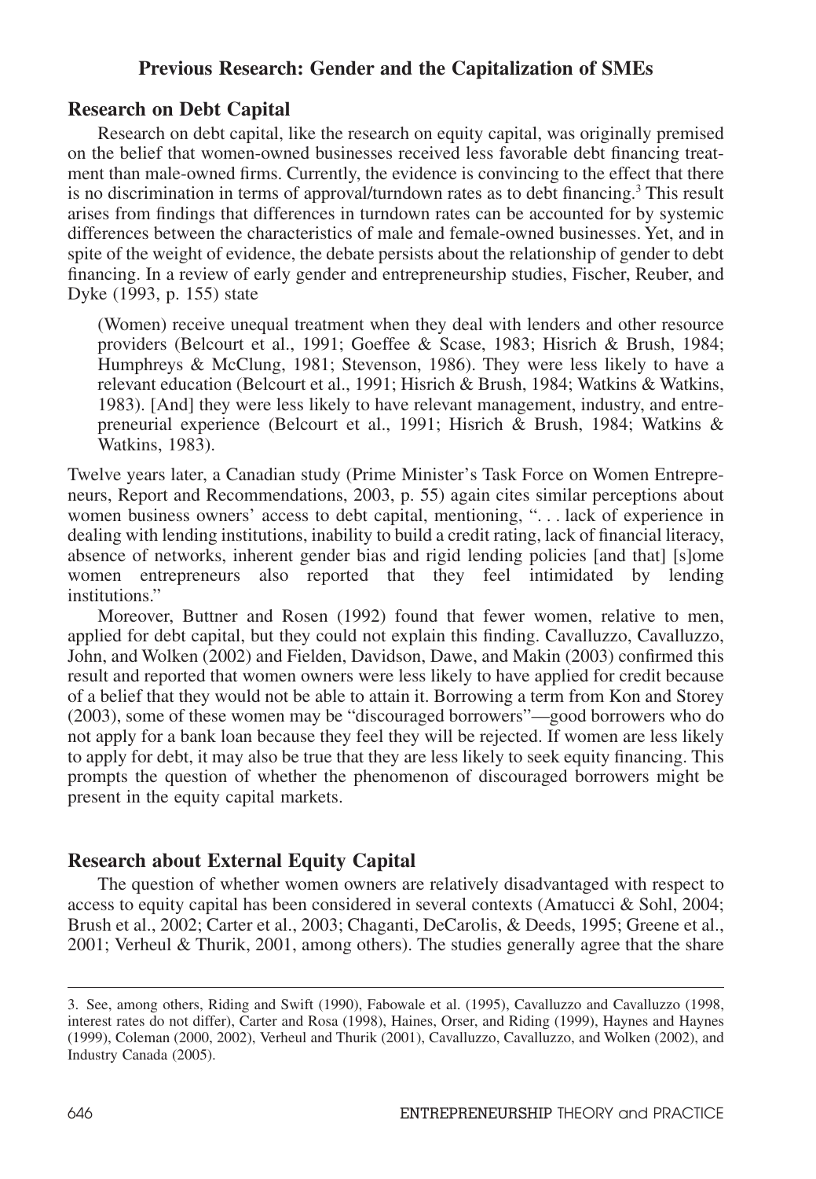## Previous Research: Gender and the Capitalization of SMEs

### Research on Debt Capital

Research on debt capital, like the research on equity capital, was originally premised on the belief that women-owned businesses received less favorable debt financing treatment than male-owned firms. Currently, the evidence is convincing to the effect that there is no discrimination in terms of approval/turndown rates as to debt financing.[3] This result arises from findings that differences in turndown rates can be accounted for by systemic differences between the characteristics of male and female-owned businesses. Yet, and in spite of the weight of evidence, the debate persists about the relationship of gender to debt financing. In a review of early gender and entrepreneurship studies, Fischer, Reuber, and Dyke (1993, p. 155) state

> (Women) receive unequal treatment when they deal with lenders and other resource providers (Belcourt et al., 1991; Goeffee & Scase, 1983; Hisrich & Brush, 1984; Humphreys & McClung, 1981; Stevenson, 1986). They were less likely to have a relevant education (Belcourt et al., 1991; Hisrich & Brush, 1984; Watkins & Watkins, 1983). [And] they were less likely to have relevant management, industry, and entrepreneurial experience (Belcourt et al., 1991; Hisrich & Brush, 1984; Watkins & Watkins, 1983).

Twelve years later, a Canadian study (Prime Minister's Task Force on Women Entrepreneurs, Report and Recommendations, 2003, p. 55) again cites similar perceptions about women business owners' access to debt capital, mentioning, ". . . lack of experience in dealing with lending institutions, inability to build a credit rating, lack of financial literacy, absence of networks, inherent gender bias and rigid lending policies [and that] [s]ome women entrepreneurs also reported that they feel intimidated by lending institutions."

Moreover, Buttner and Rosen (1992) found that fewer women, relative to men, applied for debt capital, but they could not explain this finding. Cavalluzzo, Cavalluzzo, John, and Wolken (2002) and Fielden, Davidson, Dawe, and Makin (2003) confirmed this result and reported that women owners were less likely to have applied for credit because of a belief that they would not be able to attain it. Borrowing a term from Kon and Storey (2003), some of these women may be "discouraged borrowers"—good borrowers who do not apply for a bank loan because they feel they will be rejected. If women are less likely to apply for debt, it may also be true that they are less likely to seek equity financing. This prompts the question of whether the phenomenon of discouraged borrowers might be present in the equity capital markets.

### Research about External Equity Capital

The question of whether women owners are relatively disadvantaged with respect to access to equity capital has been considered in several contexts (Amatucci & Sohl, 2004; Brush et al., 2002; Carter et al., 2003; Chaganti, DeCarolis, & Deeds, 1995; Greene et al., 2001; Verheul & Thurik, 2001, among others). The studies generally agree that the share

---

3. See, among others, Riding and Swift (1990), Fabowale et al. (1995), Cavalluzzo and Cavalluzzo (1998, interest rates do not differ), Carter and Rosa (1998), Haines, Orser, and Riding (1999), Haynes and Haynes (1999), Coleman (2000, 2002), Verheul and Thurik (2001), Cavalluzzo, Cavalluzzo, and Wolken (2002), and Industry Canada (2005).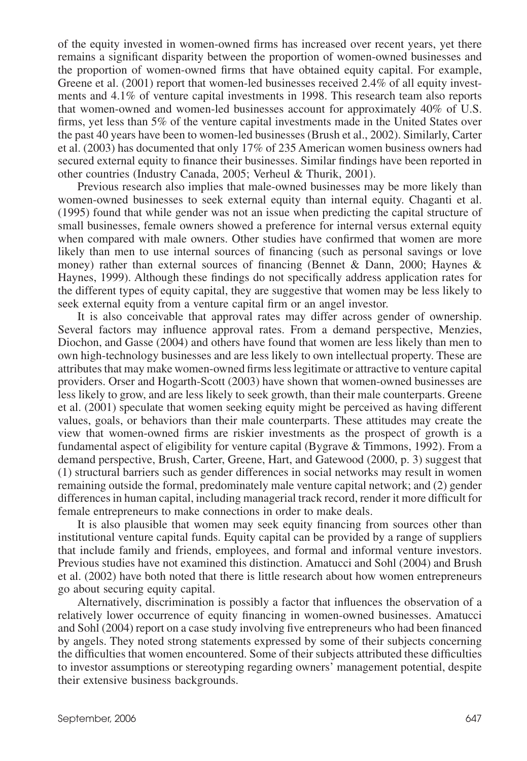of the equity invested in women-owned firms has increased over recent years, yet there remains a significant disparity between the proportion of women-owned businesses and the proportion of women-owned firms that have obtained equity capital. For example, Greene et al. (2001) report that women-led businesses received 2.4% of all equity investments and 4.1% of venture capital investments in 1998. This research team also reports that women-owned and women-led businesses account for approximately 40% of U.S. firms, yet less than 5% of the venture capital investments made in the United States over the past 40 years have been to women-led businesses (Brush et al., 2002). Similarly, Carter et al. (2003) has documented that only 17% of 235 American women business owners had secured external equity to finance their businesses. Similar findings have been reported in other countries (Industry Canada, 2005; Verheul & Thurik, 2001).

Previous research also implies that male-owned businesses may be more likely than women-owned businesses to seek external equity than internal equity. Chaganti et al. (1995) found that while gender was not an issue when predicting the capital structure of small businesses, female owners showed a preference for internal versus external equity when compared with male owners. Other studies have confirmed that women are more likely than men to use internal sources of financing (such as personal savings or love money) rather than external sources of financing (Bennet & Dann, 2000; Haynes & Haynes, 1999). Although these findings do not specifically address application rates for the different types of equity capital, they are suggestive that women may be less likely to seek external equity from a venture capital firm or an angel investor.

It is also conceivable that approval rates may differ across gender of ownership. Several factors may influence approval rates. From a demand perspective, Menzies, Diochon, and Gasse (2004) and others have found that women are less likely than men to own high-technology businesses and are less likely to own intellectual property. These are attributes that may make women-owned firms less legitimate or attractive to venture capital providers. Orser and Hogarth-Scott (2003) have shown that women-owned businesses are less likely to grow, and are less likely to seek growth, than their male counterparts. Greene et al. (2001) speculate that women seeking equity might be perceived as having different values, goals, or behaviors than their male counterparts. These attitudes may create the view that women-owned firms are riskier investments as the prospect of growth is a fundamental aspect of eligibility for venture capital (Bygrave & Timmons, 1992). From a demand perspective, Brush, Carter, Greene, Hart, and Gatewood (2000, p. 3) suggest that (1) structural barriers such as gender differences in social networks may result in women remaining outside the formal, predominately male venture capital network; and (2) gender differences in human capital, including managerial track record, render it more difficult for female entrepreneurs to make connections in order to make deals.

It is also plausible that women may seek equity financing from sources other than institutional venture capital funds. Equity capital can be provided by a range of suppliers that include family and friends, employees, and formal and informal venture investors. Previous studies have not examined this distinction. Amatucci and Sohl (2004) and Brush et al. (2002) have both noted that there is little research about how women entrepreneurs go about securing equity capital.

Alternatively, discrimination is possibly a factor that influences the observation of a relatively lower occurrence of equity financing in women-owned businesses. Amatucci and Sohl (2004) report on a case study involving five entrepreneurs who had been financed by angels. They noted strong statements expressed by some of their subjects concerning the difficulties that women encountered. Some of their subjects attributed these difficulties to investor assumptions or stereotyping regarding owners' management potential, despite their extensive business backgrounds.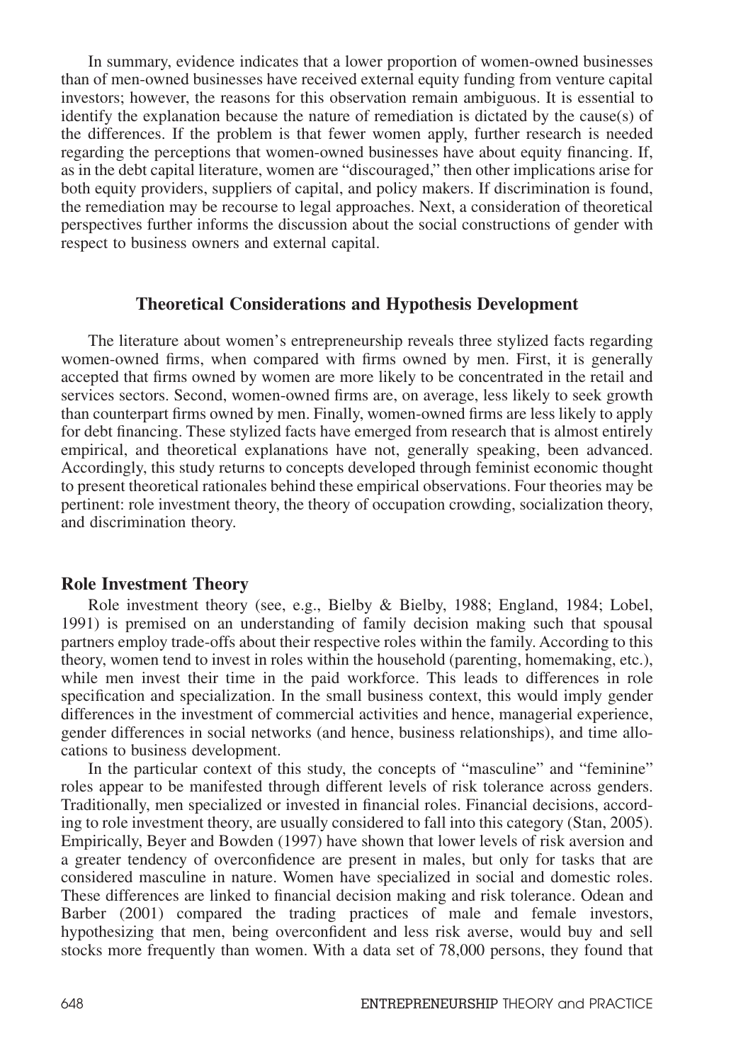In summary, evidence indicates that a lower proportion of women-owned businesses than of men-owned businesses have received external equity funding from venture capital investors; however, the reasons for this observation remain ambiguous. It is essential to identify the explanation because the nature of remediation is dictated by the cause(s) of the differences. If the problem is that fewer women apply, further research is needed regarding the perceptions that women-owned businesses have about equity financing. If, as in the debt capital literature, women are "discouraged," then other implications arise for both equity providers, suppliers of capital, and policy makers. If discrimination is found, the remediation may be recourse to legal approaches. Next, a consideration of theoretical perspectives further informs the discussion about the social constructions of gender with respect to business owners and external capital.

## Theoretical Considerations and Hypothesis Development

The literature about women's entrepreneurship reveals three stylized facts regarding women-owned firms, when compared with firms owned by men. First, it is generally accepted that firms owned by women are more likely to be concentrated in the retail and services sectors. Second, women-owned firms are, on average, less likely to seek growth than counterpart firms owned by men. Finally, women-owned firms are less likely to apply for debt financing. These stylized facts have emerged from research that is almost entirely empirical, and theoretical explanations have not, generally speaking, been advanced. Accordingly, this study returns to concepts developed through feminist economic thought to present theoretical rationales behind these empirical observations. Four theories may be pertinent: role investment theory, the theory of occupation crowding, socialization theory, and discrimination theory.

### Role Investment Theory

Role investment theory (see, e.g., Bielby & Bielby, 1988; England, 1984; Lobel, 1991) is premised on an understanding of family decision making such that spousal partners employ trade-offs about their respective roles within the family. According to this theory, women tend to invest in roles within the household (parenting, homemaking, etc.), while men invest their time in the paid workforce. This leads to differences in role specification and specialization. In the small business context, this would imply gender differences in the investment of commercial activities and hence, managerial experience, gender differences in social networks (and hence, business relationships), and time allocations to business development.

In the particular context of this study, the concepts of "masculine" and "feminine" roles appear to be manifested through different levels of risk tolerance across genders. Traditionally, men specialized or invested in financial roles. Financial decisions, according to role investment theory, are usually considered to fall into this category (Stan, 2005). Empirically, Beyer and Bowden (1997) have shown that lower levels of risk aversion and a greater tendency of overconfidence are present in males, but only for tasks that are considered masculine in nature. Women have specialized in social and domestic roles. These differences are linked to financial decision making and risk tolerance. Odean and Barber (2001) compared the trading practices of male and female investors, hypothesizing that men, being overconfident and less risk averse, would buy and sell stocks more frequently than women. With a data set of 78,000 persons, they found that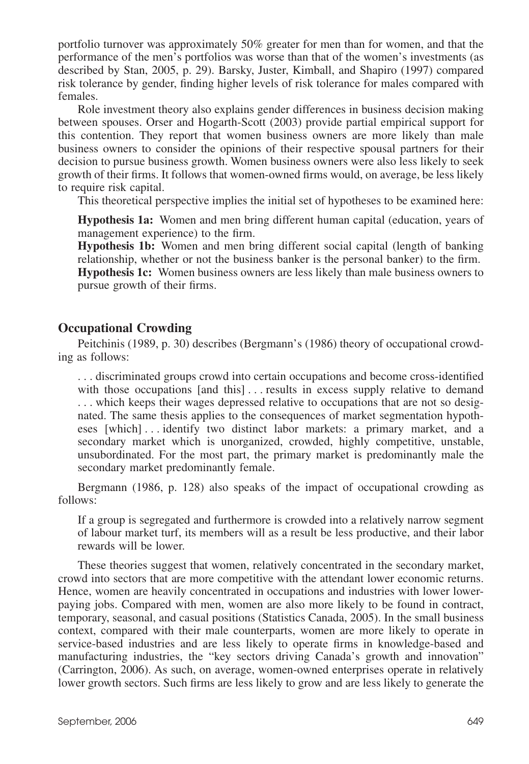portfolio turnover was approximately 50% greater for men than for women, and that the performance of the men's portfolios was worse than that of the women's investments (as described by Stan, 2005, p. 29). Barsky, Juster, Kimball, and Shapiro (1997) compared risk tolerance by gender, finding higher levels of risk tolerance for males compared with females.

Role investment theory also explains gender differences in business decision making between spouses. Orser and Hogarth-Scott (2003) provide partial empirical support for this contention. They report that women business owners are more likely than male business owners to consider the opinions of their respective spousal partners for their decision to pursue business growth. Women business owners were also less likely to seek growth of their firms. It follows that women-owned firms would, on average, be less likely to require risk capital.

This theoretical perspective implies the initial set of hypotheses to be examined here:

> **Hypothesis 1a:** Women and men bring different human capital (education, years of management experience) to the firm.
>
> **Hypothesis 1b:** Women and men bring different social capital (length of banking relationship, whether or not the business banker is the personal banker) to the firm.
>
> **Hypothesis 1c:** Women business owners are less likely than male business owners to pursue growth of their firms.

## Occupational Crowding

Peitchinis (1989, p. 30) describes (Bergmann's (1986) theory of occupational crowding as follows:

> . . . discriminated groups crowd into certain occupations and become cross-identified with those occupations [and this] . . . results in excess supply relative to demand . . . which keeps their wages depressed relative to occupations that are not so designated. The same thesis applies to the consequences of market segmentation hypotheses [which] . . . identify two distinct labor markets: a primary market, and a secondary market which is unorganized, crowded, highly competitive, unstable, unsubordinated. For the most part, the primary market is predominantly male the secondary market predominantly female.

Bergmann (1986, p. 128) also speaks of the impact of occupational crowding as follows:

> If a group is segregated and furthermore is crowded into a relatively narrow segment of labour market turf, its members will as a result be less productive, and their labor rewards will be lower.

These theories suggest that women, relatively concentrated in the secondary market, crowd into sectors that are more competitive with the attendant lower economic returns. Hence, women are heavily concentrated in occupations and industries with lower lower-paying jobs. Compared with men, women are also more likely to be found in contract, temporary, seasonal, and casual positions (Statistics Canada, 2005). In the small business context, compared with their male counterparts, women are more likely to operate in service-based industries and are less likely to operate firms in knowledge-based and manufacturing industries, the "key sectors driving Canada's growth and innovation" (Carrington, 2006). As such, on average, women-owned enterprises operate in relatively lower growth sectors. Such firms are less likely to grow and are less likely to generate the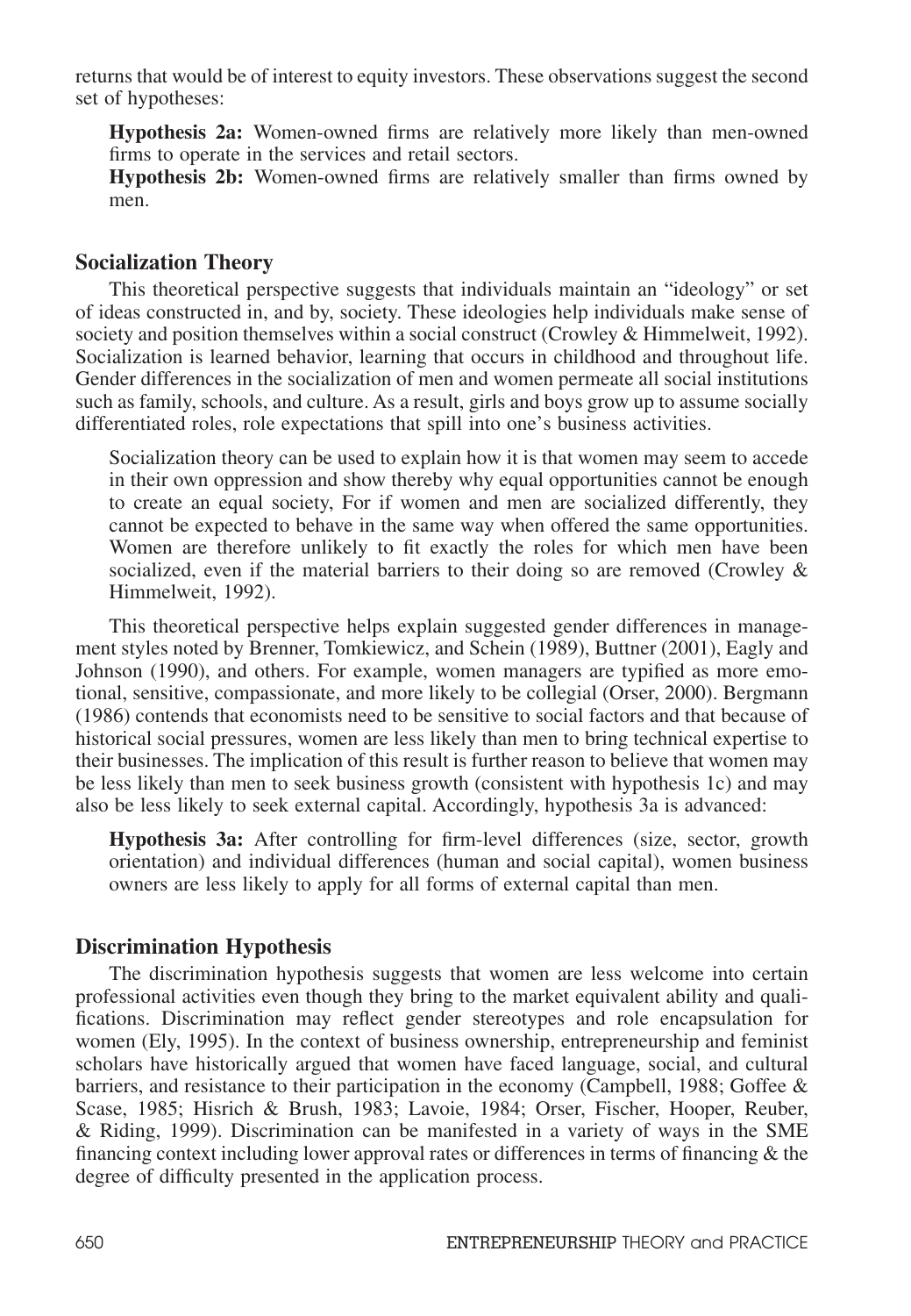returns that would be of interest to equity investors. These observations suggest the second set of hypotheses:

> **Hypothesis 2a:** Women-owned firms are relatively more likely than men-owned firms to operate in the services and retail sectors.
>
> **Hypothesis 2b:** Women-owned firms are relatively smaller than firms owned by men.

## Socialization Theory

This theoretical perspective suggests that individuals maintain an "ideology" or set of ideas constructed in, and by, society. These ideologies help individuals make sense of society and position themselves within a social construct (Crowley & Himmelweit, 1992). Socialization is learned behavior, learning that occurs in childhood and throughout life. Gender differences in the socialization of men and women permeate all social institutions such as family, schools, and culture. As a result, girls and boys grow up to assume socially differentiated roles, role expectations that spill into one's business activities.

> Socialization theory can be used to explain how it is that women may seem to accede in their own oppression and show thereby why equal opportunities cannot be enough to create an equal society, For if women and men are socialized differently, they cannot be expected to behave in the same way when offered the same opportunities. Women are therefore unlikely to fit exactly the roles for which men have been socialized, even if the material barriers to their doing so are removed (Crowley & Himmelweit, 1992).

This theoretical perspective helps explain suggested gender differences in management styles noted by Brenner, Tomkiewicz, and Schein (1989), Buttner (2001), Eagly and Johnson (1990), and others. For example, women managers are typified as more emotional, sensitive, compassionate, and more likely to be collegial (Orser, 2000). Bergmann (1986) contends that economists need to be sensitive to social factors and that because of historical social pressures, women are less likely than men to bring technical expertise to their businesses. The implication of this result is further reason to believe that women may be less likely than men to seek business growth (consistent with hypothesis 1c) and may also be less likely to seek external capital. Accordingly, hypothesis 3a is advanced:

> **Hypothesis 3a:** After controlling for firm-level differences (size, sector, growth orientation) and individual differences (human and social capital), women business owners are less likely to apply for all forms of external capital than men.

## Discrimination Hypothesis

The discrimination hypothesis suggests that women are less welcome into certain professional activities even though they bring to the market equivalent ability and qualifications. Discrimination may reflect gender stereotypes and role encapsulation for women (Ely, 1995). In the context of business ownership, entrepreneurship and feminist scholars have historically argued that women have faced language, social, and cultural barriers, and resistance to their participation in the economy (Campbell, 1988; Goffee & Scase, 1985; Hisrich & Brush, 1983; Lavoie, 1984; Orser, Fischer, Hooper, Reuber, & Riding, 1999). Discrimination can be manifested in a variety of ways in the SME financing context including lower approval rates or differences in terms of financing & the degree of difficulty presented in the application process.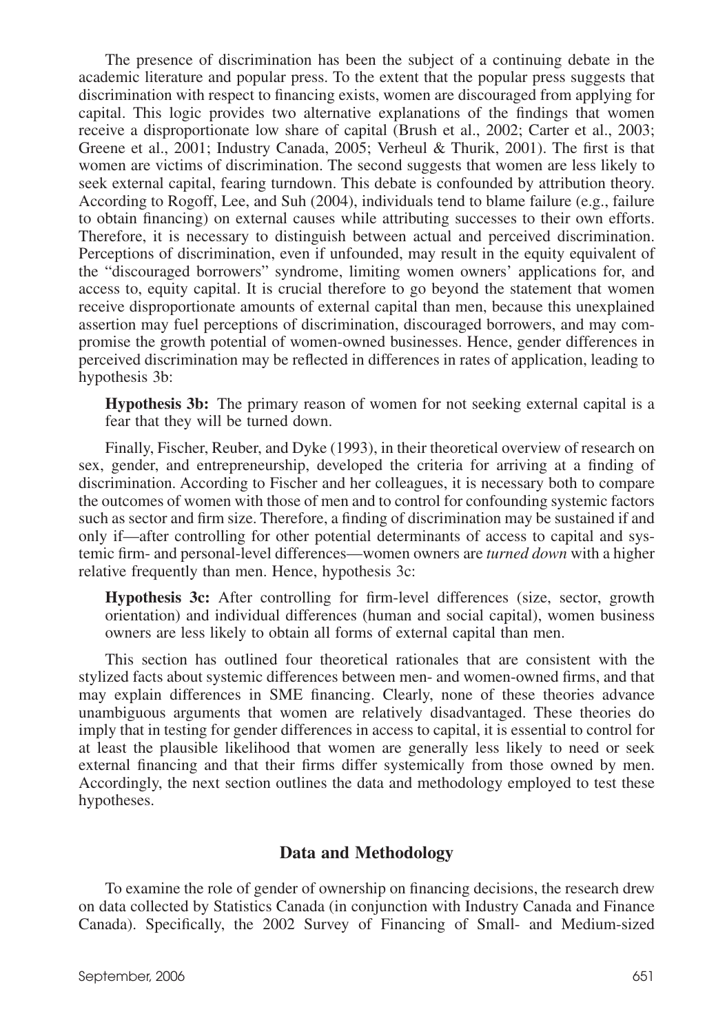The presence of discrimination has been the subject of a continuing debate in the academic literature and popular press. To the extent that the popular press suggests that discrimination with respect to financing exists, women are discouraged from applying for capital. This logic provides two alternative explanations of the findings that women receive a disproportionate low share of capital (Brush et al., 2002; Carter et al., 2003; Greene et al., 2001; Industry Canada, 2005; Verheul & Thurik, 2001). The first is that women are victims of discrimination. The second suggests that women are less likely to seek external capital, fearing turndown. This debate is confounded by attribution theory. According to Rogoff, Lee, and Suh (2004), individuals tend to blame failure (e.g., failure to obtain financing) on external causes while attributing successes to their own efforts. Therefore, it is necessary to distinguish between actual and perceived discrimination. Perceptions of discrimination, even if unfounded, may result in the equity equivalent of the "discouraged borrowers" syndrome, limiting women owners' applications for, and access to, equity capital. It is crucial therefore to go beyond the statement that women receive disproportionate amounts of external capital than men, because this unexplained assertion may fuel perceptions of discrimination, discouraged borrowers, and may compromise the growth potential of women-owned businesses. Hence, gender differences in perceived discrimination may be reflected in differences in rates of application, leading to hypothesis 3b:

> **Hypothesis 3b:** The primary reason of women for not seeking external capital is a fear that they will be turned down.

Finally, Fischer, Reuber, and Dyke (1993), in their theoretical overview of research on sex, gender, and entrepreneurship, developed the criteria for arriving at a finding of discrimination. According to Fischer and her colleagues, it is necessary both to compare the outcomes of women with those of men and to control for confounding systemic factors such as sector and firm size. Therefore, a finding of discrimination may be sustained if and only if—after controlling for other potential determinants of access to capital and systemic firm- and personal-level differences—women owners are *turned down* with a higher relative frequently than men. Hence, hypothesis 3c:

> **Hypothesis 3c:** After controlling for firm-level differences (size, sector, growth orientation) and individual differences (human and social capital), women business owners are less likely to obtain all forms of external capital than men.

This section has outlined four theoretical rationales that are consistent with the stylized facts about systemic differences between men- and women-owned firms, and that may explain differences in SME financing. Clearly, none of these theories advance unambiguous arguments that women are relatively disadvantaged. These theories do imply that in testing for gender differences in access to capital, it is essential to control for at least the plausible likelihood that women are generally less likely to need or seek external financing and that their firms differ systemically from those owned by men. Accordingly, the next section outlines the data and methodology employed to test these hypotheses.

## Data and Methodology

To examine the role of gender of ownership on financing decisions, the research drew on data collected by Statistics Canada (in conjunction with Industry Canada and Finance Canada). Specifically, the 2002 Survey of Financing of Small- and Medium-sized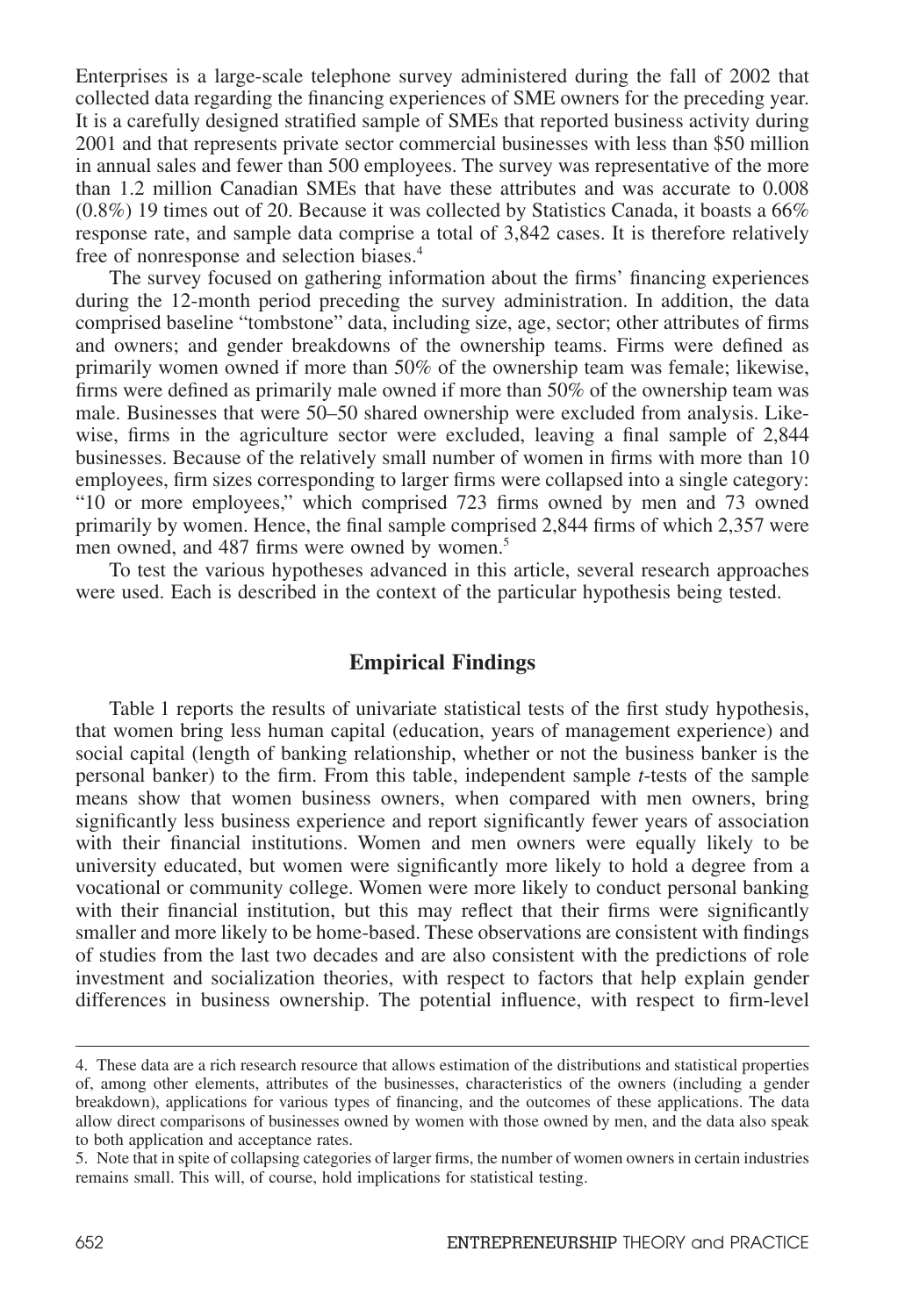Enterprises is a large-scale telephone survey administered during the fall of 2002 that collected data regarding the financing experiences of SME owners for the preceding year. It is a carefully designed stratified sample of SMEs that reported business activity during 2001 and that represents private sector commercial businesses with less than $50 million in annual sales and fewer than 500 employees. The survey was representative of the more than 1.2 million Canadian SMEs that have these attributes and was accurate to 0.008 (0.8%) 19 times out of 20. Because it was collected by Statistics Canada, it boasts a 66% response rate, and sample data comprise a total of 3,842 cases. It is therefore relatively free of nonresponse and selection biases.[4]

The survey focused on gathering information about the firms' financing experiences during the 12-month period preceding the survey administration. In addition, the data comprised baseline "tombstone" data, including size, age, sector; other attributes of firms and owners; and gender breakdowns of the ownership teams. Firms were defined as primarily women owned if more than 50% of the ownership team was female; likewise, firms were defined as primarily male owned if more than 50% of the ownership team was male. Businesses that were 50–50 shared ownership were excluded from analysis. Likewise, firms in the agriculture sector were excluded, leaving a final sample of 2,844 businesses. Because of the relatively small number of women in firms with more than 10 employees, firm sizes corresponding to larger firms were collapsed into a single category: "10 or more employees," which comprised 723 firms owned by men and 73 owned primarily by women. Hence, the final sample comprised 2,844 firms of which 2,357 were men owned, and 487 firms were owned by women.[5]

To test the various hypotheses advanced in this article, several research approaches were used. Each is described in the context of the particular hypothesis being tested.

## Empirical Findings

Table 1 reports the results of univariate statistical tests of the first study hypothesis, that women bring less human capital (education, years of management experience) and social capital (length of banking relationship, whether or not the business banker is the personal banker) to the firm. From this table, independent sample *t*-tests of the sample means show that women business owners, when compared with men owners, bring significantly less business experience and report significantly fewer years of association with their financial institutions. Women and men owners were equally likely to be university educated, but women were significantly more likely to hold a degree from a vocational or community college. Women were more likely to conduct personal banking with their financial institution, but this may reflect that their firms were significantly smaller and more likely to be home-based. These observations are consistent with findings of studies from the last two decades and are also consistent with the predictions of role investment and socialization theories, with respect to factors that help explain gender differences in business ownership. The potential influence, with respect to firm-level

---

4. These data are a rich research resource that allows estimation of the distributions and statistical properties of, among other elements, attributes of the businesses, characteristics of the owners (including a gender breakdown), applications for various types of financing, and the outcomes of these applications. The data allow direct comparisons of businesses owned by women with those owned by men, and the data also speak to both application and acceptance rates.

5. Note that in spite of collapsing categories of larger firms, the number of women owners in certain industries remains small. This will, of course, hold implications for statistical testing.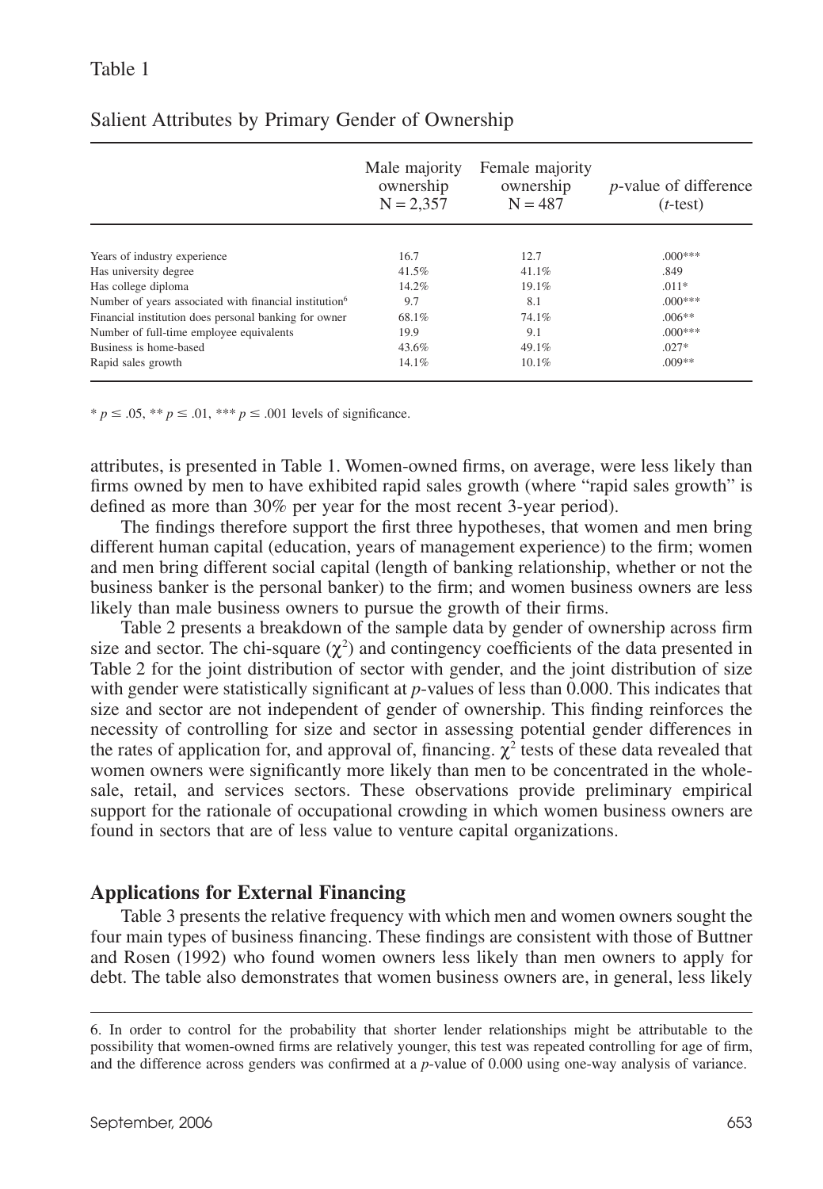Table 1

Salient Attributes by Primary Gender of Ownership

| | Male majority ownership N = 2,357 | Female majority ownership N = 487 | *p*-value of difference (*t*-test) |
|---|---|---|---|
| Years of industry experience | 16.7 | 12.7 | .000*** |
| Has university degree | 41.5% | 41.1% | .849 |
| Has college diploma | 14.2% | 19.1% | .011* |
| Number of years associated with financial institution[6] | 9.7 | 8.1 | .000*** |
| Financial institution does personal banking for owner | 68.1% | 74.1% | .006** |
| Number of full-time employee equivalents | 19.9 | 9.1 | .000*** |
| Business is home-based | 43.6% | 49.1% | .027* |
| Rapid sales growth | 14.1% | 10.1% | .009** |

* $p \leq .05$, ** $p \leq .01$, *** $p \leq .001$ levels of significance.

attributes, is presented in Table 1. Women-owned firms, on average, were less likely than firms owned by men to have exhibited rapid sales growth (where "rapid sales growth" is defined as more than 30% per year for the most recent 3-year period).

The findings therefore support the first three hypotheses, that women and men bring different human capital (education, years of management experience) to the firm; women and men bring different social capital (length of banking relationship, whether or not the business banker is the personal banker) to the firm; and women business owners are less likely than male business owners to pursue the growth of their firms.

Table 2 presents a breakdown of the sample data by gender of ownership across firm size and sector. The chi-square ($\chi^2$) and contingency coefficients of the data presented in Table 2 for the joint distribution of sector with gender, and the joint distribution of size with gender were statistically significant at *p*-values of less than 0.000. This indicates that size and sector are not independent of gender of ownership. This finding reinforces the necessity of controlling for size and sector in assessing potential gender differences in the rates of application for, and approval of, financing. $\chi^2$ tests of these data revealed that women owners were significantly more likely than men to be concentrated in the wholesale, retail, and services sectors. These observations provide preliminary empirical support for the rationale of occupational crowding in which women business owners are found in sectors that are of less value to venture capital organizations.

## Applications for External Financing

Table 3 presents the relative frequency with which men and women owners sought the four main types of business financing. These findings are consistent with those of Buttner and Rosen (1992) who found women owners less likely than men owners to apply for debt. The table also demonstrates that women business owners are, in general, less likely

6. In order to control for the probability that shorter lender relationships might be attributable to the possibility that women-owned firms are relatively younger, this test was repeated controlling for age of firm, and the difference across genders was confirmed at a *p*-value of 0.000 using one-way analysis of variance.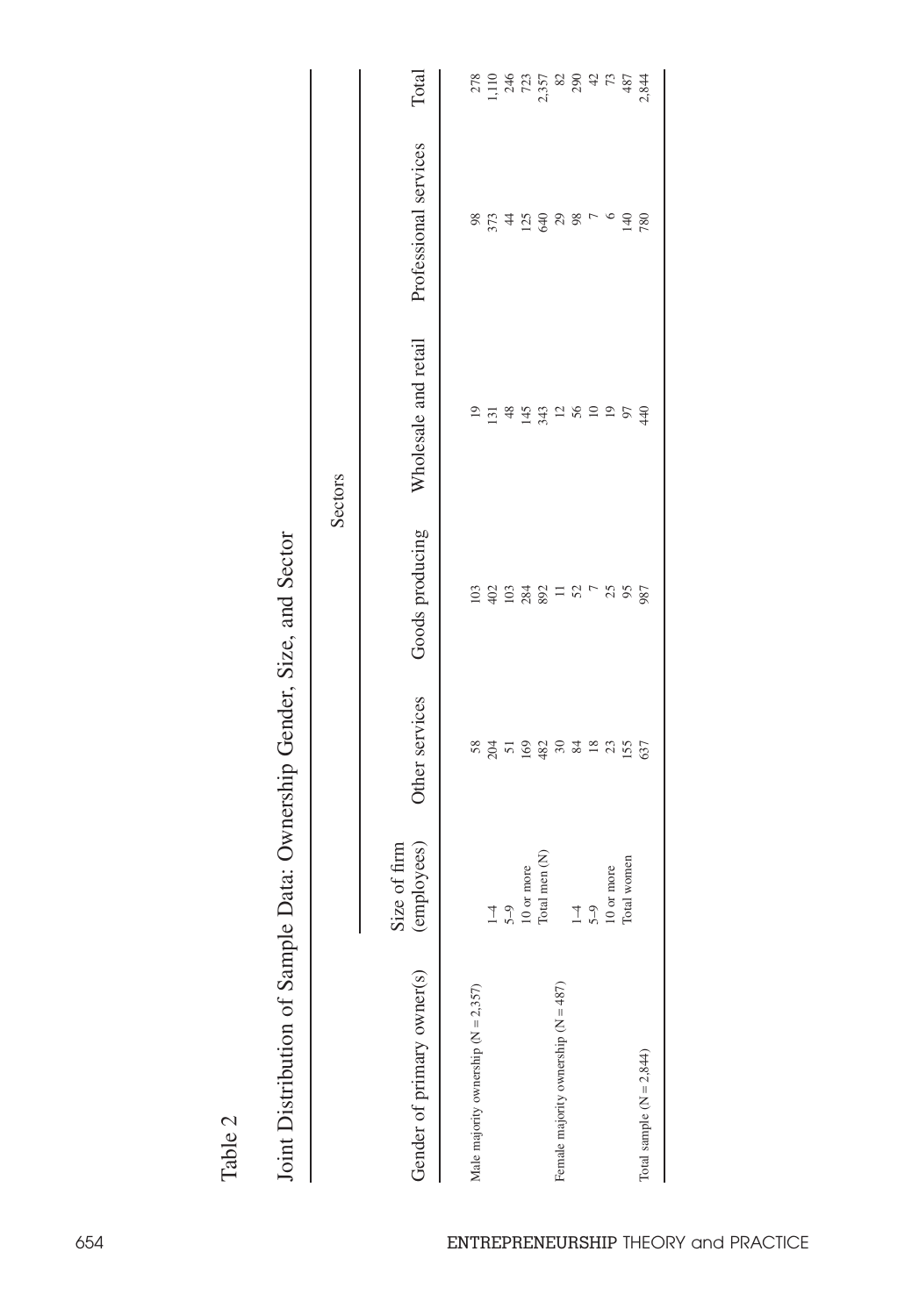Table 2

Joint Distribution of Sample Data: Ownership Gender, Size, and Sector

| Gender of primary owner(s) | Size of firm (employees) | Sectors | | | | Total |
|---|---|---|---|---|---|---|
| | | Other services | Goods producing | Wholesale and retail | Professional services | |
| Male majority ownership (N = 2,357) | 1–4 | 58 | 103 | 19 | 98 | 278 |
| | 5–9 | 204 | 402 | 131 | 373 | 1,110 |
| | 10 or more | 51 | 103 | 48 | 44 | 246 |
| | Total men (N) | 169 | 284 | 145 | 125 | 723 |
| | | 482 | 892 | 343 | 640 | 2,357 |
| Female majority ownership (N = 487) | 1–4 | 30 | 11 | 12 | 29 | 82 |
| | 5–9 | 84 | 52 | 56 | 98 | 290 |
| | 10 or more | 18 | 7 | 10 | 7 | 42 |
| | Total women | 23 | 25 | 19 | 6 | 73 |
| | | 155 | 95 | 97 | 140 | 487 |
| Total sample (N = 2,844) | | 637 | 987 | 440 | 780 | 2,844 |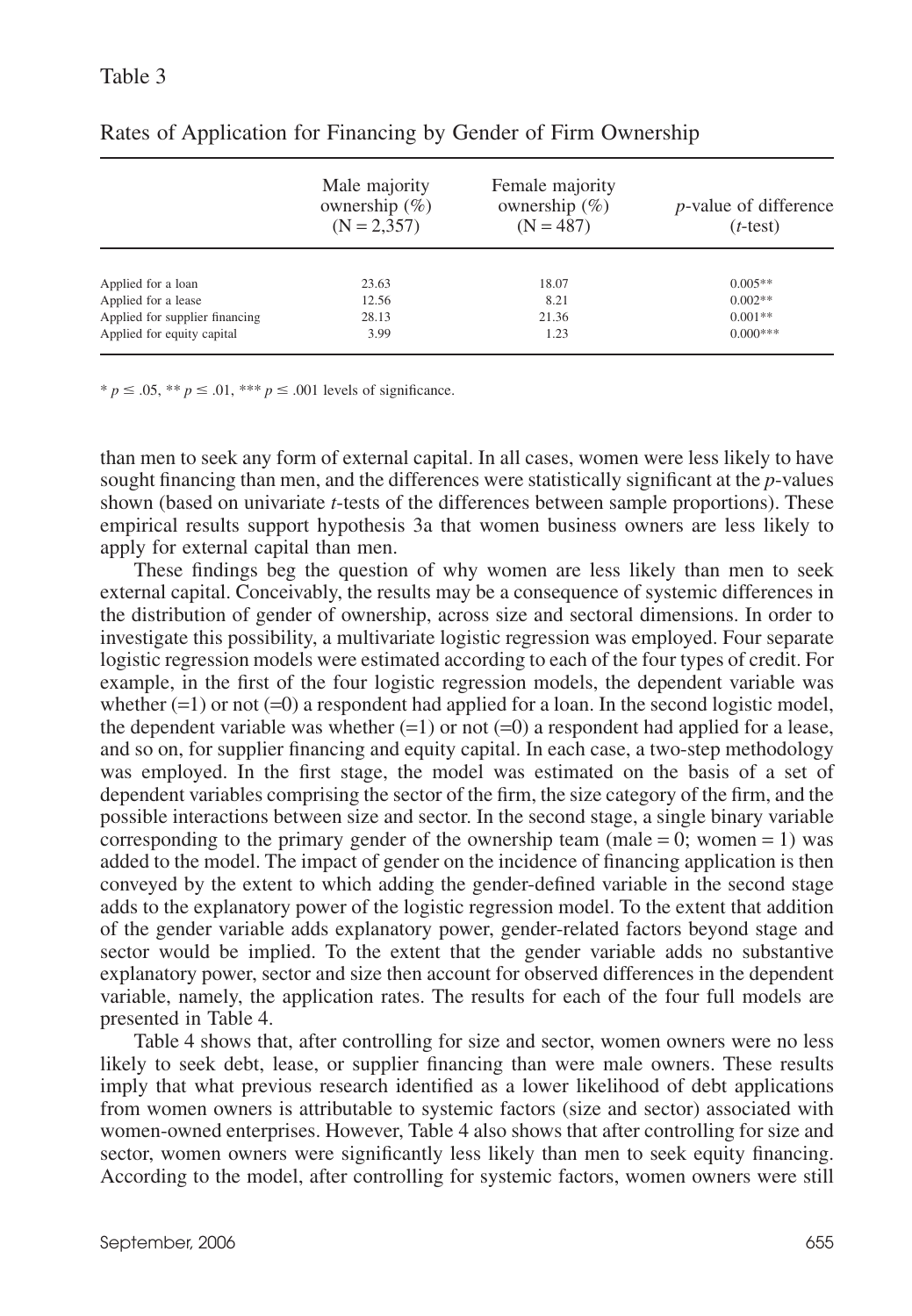Table 3

Rates of Application for Financing by Gender of Firm Ownership

| | Male majority ownership (%) (N = 2,357) | Female majority ownership (%) (N = 487) | *p*-value of difference (*t*-test) |
|---|---|---|---|
| Applied for a loan | 23.63 | 18.07 | 0.005** |
| Applied for a lease | 12.56 | 8.21 | 0.002** |
| Applied for supplier financing | 28.13 | 21.36 | 0.001** |
| Applied for equity capital | 3.99 | 1.23 | 0.000*** |

* $p \leq .05$, ** $p \leq .01$, *** $p \leq .001$ levels of significance.

than men to seek any form of external capital. In all cases, women were less likely to have sought financing than men, and the differences were statistically significant at the *p*-values shown (based on univariate *t*-tests of the differences between sample proportions). These empirical results support hypothesis 3a that women business owners are less likely to apply for external capital than men.

These findings beg the question of why women are less likely than men to seek external capital. Conceivably, the results may be a consequence of systemic differences in the distribution of gender of ownership, across size and sectoral dimensions. In order to investigate this possibility, a multivariate logistic regression was employed. Four separate logistic regression models were estimated according to each of the four types of credit. For example, in the first of the four logistic regression models, the dependent variable was whether (=1) or not (=0) a respondent had applied for a loan. In the second logistic model, the dependent variable was whether (=1) or not (=0) a respondent had applied for a lease, and so on, for supplier financing and equity capital. In each case, a two-step methodology was employed. In the first stage, the model was estimated on the basis of a set of dependent variables comprising the sector of the firm, the size category of the firm, and the possible interactions between size and sector. In the second stage, a single binary variable corresponding to the primary gender of the ownership team (male = 0; women = 1) was added to the model. The impact of gender on the incidence of financing application is then conveyed by the extent to which adding the gender-defined variable in the second stage adds to the explanatory power of the logistic regression model. To the extent that addition of the gender variable adds explanatory power, gender-related factors beyond stage and sector would be implied. To the extent that the gender variable adds no substantive explanatory power, sector and size then account for observed differences in the dependent variable, namely, the application rates. The results for each of the four full models are presented in Table 4.

Table 4 shows that, after controlling for size and sector, women owners were no less likely to seek debt, lease, or supplier financing than were male owners. These results imply that what previous research identified as a lower likelihood of debt applications from women owners is attributable to systemic factors (size and sector) associated with women-owned enterprises. However, Table 4 also shows that after controlling for size and sector, women owners were significantly less likely than men to seek equity financing. According to the model, after controlling for systemic factors, women owners were still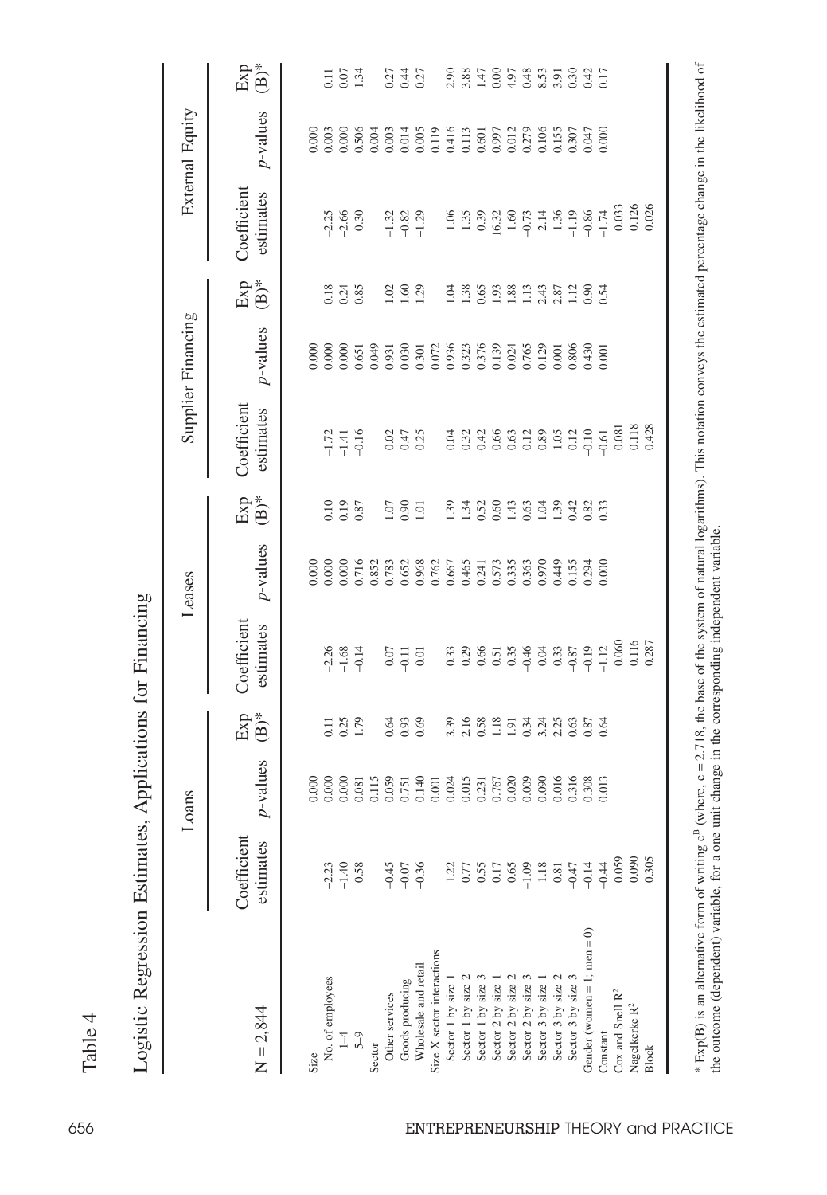Table 4

Logistic Regression Estimates, Applications for Financing

| N = 2,844 | Loans | | | Leases | | | Supplier Financing | | | External Equity | | |
|---|---|---|---|---|---|---|---|---|---|---|---|---|
| | Coefficient estimates | p-values | Exp (B)* | Coefficient estimates | p-values | Exp (B)* | Coefficient estimates | p-values | Exp (B)* | Coefficient estimates | p-values | Exp (B)* |
| Size | | 0.000 | | | 0.000 | | | 0.000 | | | 0.000 | |
| No. of employees | | | | | | | | | | | | |
| 1–4 | −2.23 | 0.000 | 0.11 | −2.26 | 0.000 | 0.10 | −1.72 | 0.000 | 0.18 | −2.25 | 0.003 | 0.11 |
| 5–9 | −1.40 | 0.000 | 0.25 | −1.68 | 0.000 | 0.19 | −1.41 | 0.000 | 0.24 | −2.66 | 0.000 | 0.07 |
| | 0.58 | 0.081 | 1.79 | −0.14 | 0.716 | 0.87 | −0.16 | 0.651 | 0.85 | 0.30 | 0.506 | 1.34 |
| Sector | | 0.115 | | | 0.852 | | | 0.049 | | | 0.004 | |
| Other services | −0.45 | 0.059 | 0.64 | 0.07 | 0.783 | 1.07 | 0.02 | 0.931 | 1.02 | −1.32 | 0.003 | 0.27 |
| Goods producing | −0.07 | 0.751 | 0.93 | −0.11 | 0.652 | 0.90 | 0.47 | 0.030 | 1.60 | −0.82 | 0.014 | 0.44 |
| Wholesale and retail | −0.36 | 0.140 | 0.69 | 0.01 | 0.968 | 1.01 | 0.25 | 0.301 | 1.29 | −1.29 | 0.005 | 0.27 |
| Size X sector interactions | | 0.001 | | | 0.762 | | | 0.072 | | | 0.119 | |
| Sector 1 by size 1 | 1.22 | 0.024 | 3.39 | 0.33 | 0.667 | 1.39 | 0.04 | 0.936 | 1.04 | 1.06 | 0.416 | 2.90 |
| Sector 1 by size 2 | 0.77 | 0.015 | 2.16 | 0.29 | 0.465 | 1.34 | 0.32 | 0.323 | 1.38 | 1.35 | 0.113 | 3.88 |
| Sector 1 by size 3 | −0.55 | 0.231 | 0.58 | −0.66 | 0.241 | 0.52 | −0.42 | 0.376 | 0.65 | 0.39 | 0.601 | 1.47 |
| Sector 2 by size 1 | 0.17 | 0.767 | 1.18 | −0.51 | 0.573 | 0.60 | 0.66 | 0.139 | 1.93 | −16.32 | 0.997 | 0.00 |
| Sector 2 by size 2 | 0.65 | 0.020 | 1.91 | 0.35 | 0.335 | 1.43 | 0.63 | 0.024 | 1.88 | 1.60 | 0.012 | 4.97 |
| Sector 2 by size 3 | −1.09 | 0.009 | 0.34 | −0.46 | 0.363 | 0.63 | 0.12 | 0.765 | 1.13 | −0.73 | 0.279 | 0.48 |
| Sector 3 by size 1 | 1.18 | 0.090 | 3.24 | 0.04 | 0.970 | 1.04 | 0.89 | 0.129 | 2.43 | 2.14 | 0.106 | 8.53 |
| Sector 3 by size 2 | 0.81 | 0.016 | 2.25 | 0.33 | 0.449 | 1.39 | 1.05 | 0.001 | 2.87 | 1.36 | 0.155 | 3.91 |
| Sector 3 by size 3 | −0.47 | 0.316 | 0.63 | −0.87 | 0.155 | 0.42 | 0.12 | 0.806 | 1.12 | −1.19 | 0.307 | 0.30 |
| Gender (women = 1; men = 0) | −0.14 | 0.308 | 0.87 | −0.19 | 0.294 | 0.82 | −0.10 | 0.430 | 0.90 | −0.86 | 0.047 | 0.42 |
| Constant | −0.44 | 0.013 | 0.64 | −1.12 | 0.000 | 0.33 | −0.61 | 0.001 | 0.54 | −1.74 | 0.000 | 0.17 |
| Cox and Snell $R^2$ | 0.059 | | | 0.060 | | | 0.081 | | | 0.033 | | |
| Nagelkerke $R^2$ | 0.090 | | | 0.116 | | | 0.118 | | | 0.126 | | |
| Block | 0.305 | | | 0.287 | | | 0.428 | | | 0.026 | | |

\* Exp(B) is an alternative form of writing $e^B$ (where, e = 2.718, the base of the system of natural logarithms). This notation conveys the estimated percentage change in the likelihood of the outcome (dependent) variable, for a one unit change in the corresponding independent variable.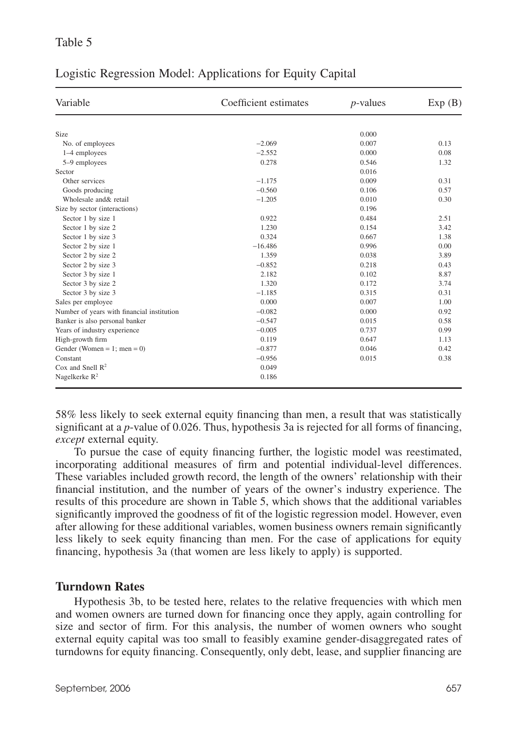Table 5

Logistic Regression Model: Applications for Equity Capital

| Variable | Coefficient estimates | *p*-values | Exp (B) |
|---|---|---|---|
| Size | | 0.000 | |
| No. of employees | −2.069 | 0.007 | 0.13 |
| 1–4 employees | −2.552 | 0.000 | 0.08 |
| 5–9 employees | 0.278 | 0.546 | 1.32 |
| Sector | | 0.016 | |
| Other services | −1.175 | 0.009 | 0.31 |
| Goods producing | −0.560 | 0.106 | 0.57 |
| Wholesale and& retail | −1.205 | 0.010 | 0.30 |
| Size by sector (interactions) | | 0.196 | |
| Sector 1 by size 1 | 0.922 | 0.484 | 2.51 |
| Sector 1 by size 2 | 1.230 | 0.154 | 3.42 |
| Sector 1 by size 3 | 0.324 | 0.667 | 1.38 |
| Sector 2 by size 1 | −16.486 | 0.996 | 0.00 |
| Sector 2 by size 2 | 1.359 | 0.038 | 3.89 |
| Sector 2 by size 3 | −0.852 | 0.218 | 0.43 |
| Sector 3 by size 1 | 2.182 | 0.102 | 8.87 |
| Sector 3 by size 2 | 1.320 | 0.172 | 3.74 |
| Sector 3 by size 3 | −1.185 | 0.315 | 0.31 |
| Sales per employee | 0.000 | 0.007 | 1.00 |
| Number of years with financial institution | −0.082 | 0.000 | 0.92 |
| Banker is also personal banker | −0.547 | 0.015 | 0.58 |
| Years of industry experience | −0.005 | 0.737 | 0.99 |
| High-growth firm | 0.119 | 0.647 | 1.13 |
| Gender (Women = 1; men = 0) | −0.877 | 0.046 | 0.42 |
| Constant | −0.956 | 0.015 | 0.38 |
| Cox and Snell $R^2$ | 0.049 | | |
| Nagelkerke $R^2$ | 0.186 | | |

58% less likely to seek external equity financing than men, a result that was statistically significant at a *p*-value of 0.026. Thus, hypothesis 3a is rejected for all forms of financing, *except* external equity.

To pursue the case of equity financing further, the logistic model was reestimated, incorporating additional measures of firm and potential individual-level differences. These variables included growth record, the length of the owners' relationship with their financial institution, and the number of years of the owner's industry experience. The results of this procedure are shown in Table 5, which shows that the additional variables significantly improved the goodness of fit of the logistic regression model. However, even after allowing for these additional variables, women business owners remain significantly less likely to seek equity financing than men. For the case of applications for equity financing, hypothesis 3a (that women are less likely to apply) is supported.

## Turndown Rates

Hypothesis 3b, to be tested here, relates to the relative frequencies with which men and women owners are turned down for financing once they apply, again controlling for size and sector of firm. For this analysis, the number of women owners who sought external equity capital was too small to feasibly examine gender-disaggregated rates of turndowns for equity financing. Consequently, only debt, lease, and supplier financing are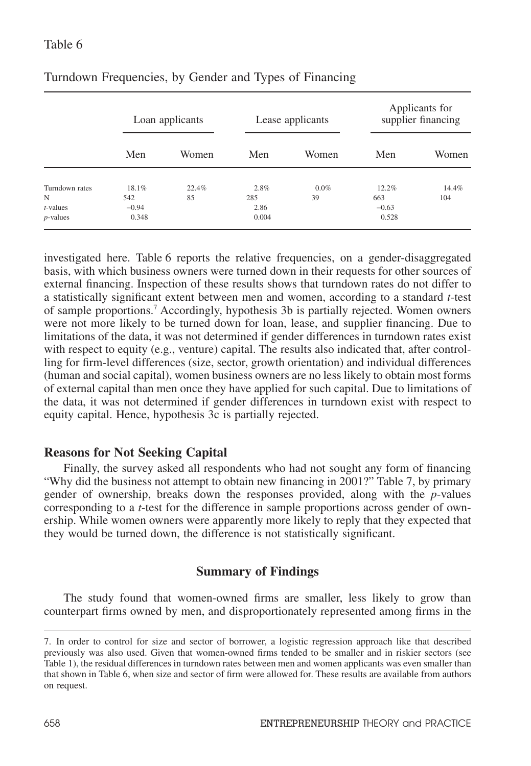Table 6

Turndown Frequencies, by Gender and Types of Financing

| | Loan applicants | | Lease applicants | | Applicants for supplier financing | |
|---|---|---|---|---|---|---|
| | Men | Women | Men | Women | Men | Women |
| Turndown rates | 18.1% | 22.4% | 2.8% | 0.0% | 12.2% | 14.4% |
| N | 542 | 85 | 285 | 39 | 663 | 104 |
| *t*-values | −0.94 | | 2.86 | | −0.63 | |
| *p*-values | 0.348 | | 0.004 | | 0.528 | |

investigated here. Table 6 reports the relative frequencies, on a gender-disaggregated basis, with which business owners were turned down in their requests for other sources of external financing. Inspection of these results shows that turndown rates do not differ to a statistically significant extent between men and women, according to a standard *t*-test of sample proportions.[7] Accordingly, hypothesis 3b is partially rejected. Women owners were not more likely to be turned down for loan, lease, and supplier financing. Due to limitations of the data, it was not determined if gender differences in turndown rates exist with respect to equity (e.g., venture) capital. The results also indicated that, after controlling for firm-level differences (size, sector, growth orientation) and individual differences (human and social capital), women business owners are no less likely to obtain most forms of external capital than men once they have applied for such capital. Due to limitations of the data, it was not determined if gender differences in turndown exist with respect to equity capital. Hence, hypothesis 3c is partially rejected.

## Reasons for Not Seeking Capital

Finally, the survey asked all respondents who had not sought any form of financing "Why did the business not attempt to obtain new financing in 2001?" Table 7, by primary gender of ownership, breaks down the responses provided, along with the *p*-values corresponding to a *t*-test for the difference in sample proportions across gender of ownership. While women owners were apparently more likely to reply that they expected that they would be turned down, the difference is not statistically significant.

# Summary of Findings

The study found that women-owned firms are smaller, less likely to grow than counterpart firms owned by men, and disproportionately represented among firms in the

7. In order to control for size and sector of borrower, a logistic regression approach like that described previously was also used. Given that women-owned firms tended to be smaller and in riskier sectors (see Table 1), the residual differences in turndown rates between men and women applicants was even smaller than that shown in Table 6, when size and sector of firm were allowed for. These results are available from authors on request.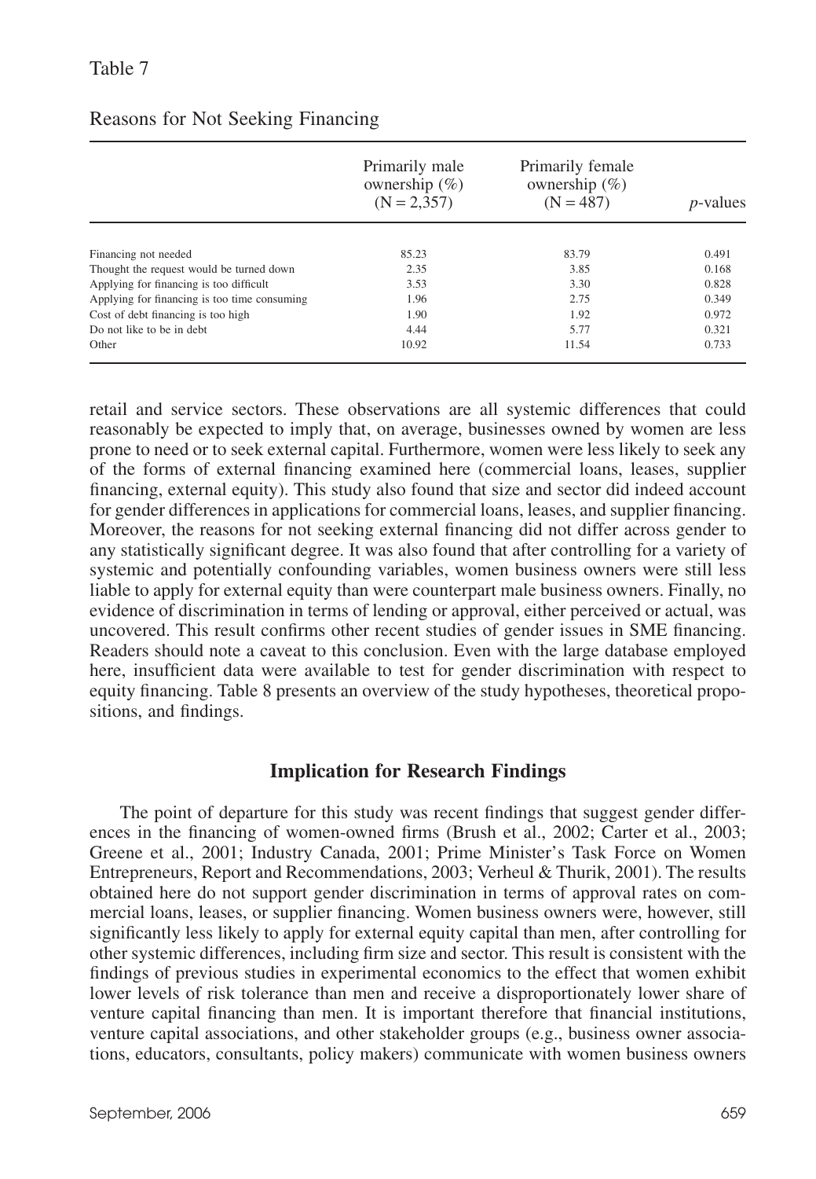Table 7

Reasons for Not Seeking Financing

| | Primarily male ownership (%) (N = 2,357) | Primarily female ownership (%) (N = 487) | *p*-values |
|---|---|---|---|
| Financing not needed | 85.23 | 83.79 | 0.491 |
| Thought the request would be turned down | 2.35 | 3.85 | 0.168 |
| Applying for financing is too difficult | 3.53 | 3.30 | 0.828 |
| Applying for financing is too time consuming | 1.96 | 2.75 | 0.349 |
| Cost of debt financing is too high | 1.90 | 1.92 | 0.972 |
| Do not like to be in debt | 4.44 | 5.77 | 0.321 |
| Other | 10.92 | 11.54 | 0.733 |

retail and service sectors. These observations are all systemic differences that could reasonably be expected to imply that, on average, businesses owned by women are less prone to need or to seek external capital. Furthermore, women were less likely to seek any of the forms of external financing examined here (commercial loans, leases, supplier financing, external equity). This study also found that size and sector did indeed account for gender differences in applications for commercial loans, leases, and supplier financing. Moreover, the reasons for not seeking external financing did not differ across gender to any statistically significant degree. It was also found that after controlling for a variety of systemic and potentially confounding variables, women business owners were still less liable to apply for external equity than were counterpart male business owners. Finally, no evidence of discrimination in terms of lending or approval, either perceived or actual, was uncovered. This result confirms other recent studies of gender issues in SME financing. Readers should note a caveat to this conclusion. Even with the large database employed here, insufficient data were available to test for gender discrimination with respect to equity financing. Table 8 presents an overview of the study hypotheses, theoretical propositions, and findings.

## Implication for Research Findings

The point of departure for this study was recent findings that suggest gender differences in the financing of women-owned firms (Brush et al., 2002; Carter et al., 2003; Greene et al., 2001; Industry Canada, 2001; Prime Minister's Task Force on Women Entrepreneurs, Report and Recommendations, 2003; Verheul & Thurik, 2001). The results obtained here do not support gender discrimination in terms of approval rates on commercial loans, leases, or supplier financing. Women business owners were, however, still significantly less likely to apply for external equity capital than men, after controlling for other systemic differences, including firm size and sector. This result is consistent with the findings of previous studies in experimental economics to the effect that women exhibit lower levels of risk tolerance than men and receive a disproportionately lower share of venture capital financing than men. It is important therefore that financial institutions, venture capital associations, and other stakeholder groups (e.g., business owner associations, educators, consultants, policy makers) communicate with women business owners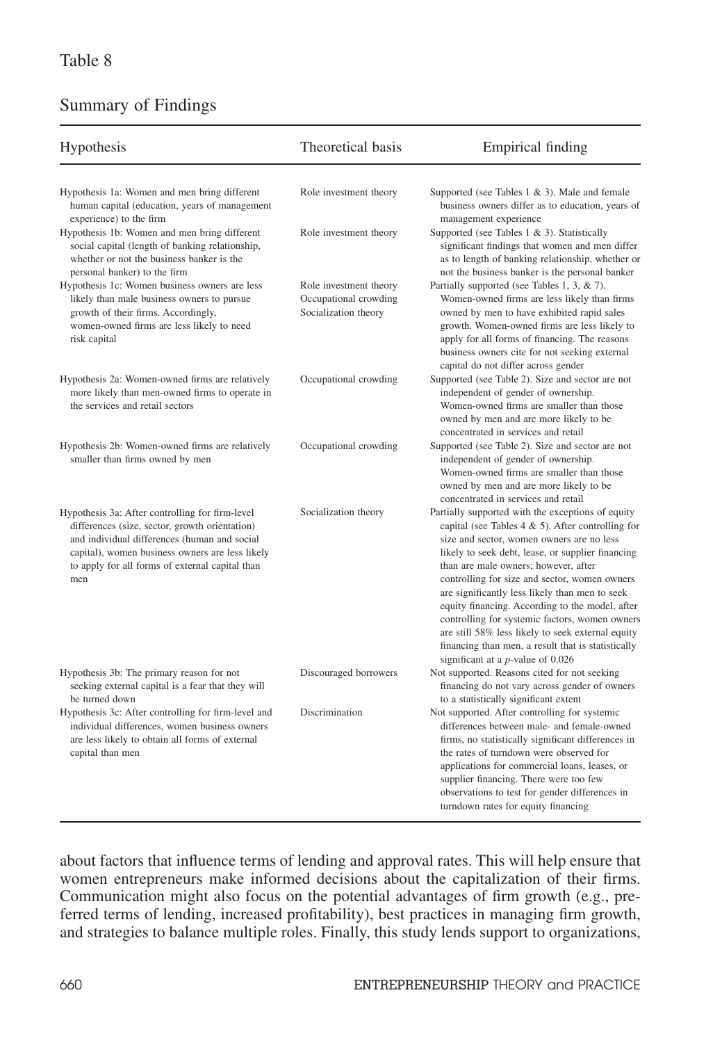Table 8

Summary of Findings

| Hypothesis | Theoretical basis | Empirical finding |
|---|---|---|
| Hypothesis 1a: Women and men bring different human capital (education, years of management experience) to the firm | Role investment theory | Supported (see Tables 1 & 3). Male and female business owners differ as to education, years of management experience |
| Hypothesis 1b: Women and men bring different social capital (length of banking relationship, whether or not the business banker is the personal banker) to the firm | Role investment theory | Supported (see Tables 1 & 3). Statistically significant findings that women and men differ as to length of banking relationship, whether or not the business banker is the personal banker |
| Hypothesis 1c: Women business owners are less likely than male business owners to pursue growth of their firms. Accordingly, women-owned firms are less likely to need risk capital | Role investment theory<br>Occupational crowding<br>Socialization theory | Partially supported (see Tables 1, 3, & 7). Women-owned firms are less likely than firms owned by men to have exhibited rapid sales growth. Women-owned firms are less likely to apply for all forms of financing. The reasons business owners cite for not seeking external capital do not differ across gender |
| Hypothesis 2a: Women-owned firms are relatively more likely than men-owned firms to operate in the services and retail sectors | Occupational crowding | Supported (see Table 2). Size and sector are not independent of gender of ownership. Women-owned firms are smaller than those owned by men and are more likely to be concentrated in services and retail |
| Hypothesis 2b: Women-owned firms are relatively smaller than firms owned by men | Occupational crowding | Supported (see Table 2). Size and sector are not independent of gender of ownership. Women-owned firms are smaller than those owned by men and are more likely to be concentrated in services and retail |
| Hypothesis 3a: After controlling for firm-level differences (size, sector, growth orientation) and individual differences (human and social capital), women business owners are less likely to apply for all forms of external capital than men | Socialization theory | Partially supported with the exceptions of equity capital (see Tables 4 & 5). After controlling for size and sector, women owners are no less likely to seek debt, lease, or supplier financing than are male owners; however, after controlling for size and sector, women owners are significantly less likely than men to seek equity financing. According to the model, after controlling for systemic factors, women owners are still 58% less likely to seek external equity financing than men, a result that is statistically significant at a *p*-value of 0.026 |
| Hypothesis 3b: The primary reason for not seeking external capital is a fear that they will be turned down | Discouraged borrowers | Not supported. Reasons cited for not seeking financing do not vary across gender of owners to a statistically significant extent |
| Hypothesis 3c: After controlling for firm-level and individual differences, women business owners are less likely to obtain all forms of external capital than men | Discrimination | Not supported. After controlling for systemic differences between male- and female-owned firms, no statistically significant differences in the rates of turndown were observed for applications for commercial loans, leases, or supplier financing. There were too few observations to test for gender differences in turndown rates for equity financing |

about factors that influence terms of lending and approval rates. This will help ensure that women entrepreneurs make informed decisions about the capitalization of their firms. Communication might also focus on the potential advantages of firm growth (e.g., preferred terms of lending, increased profitability), best practices in managing firm growth, and strategies to balance multiple roles. Finally, this study lends support to organizations,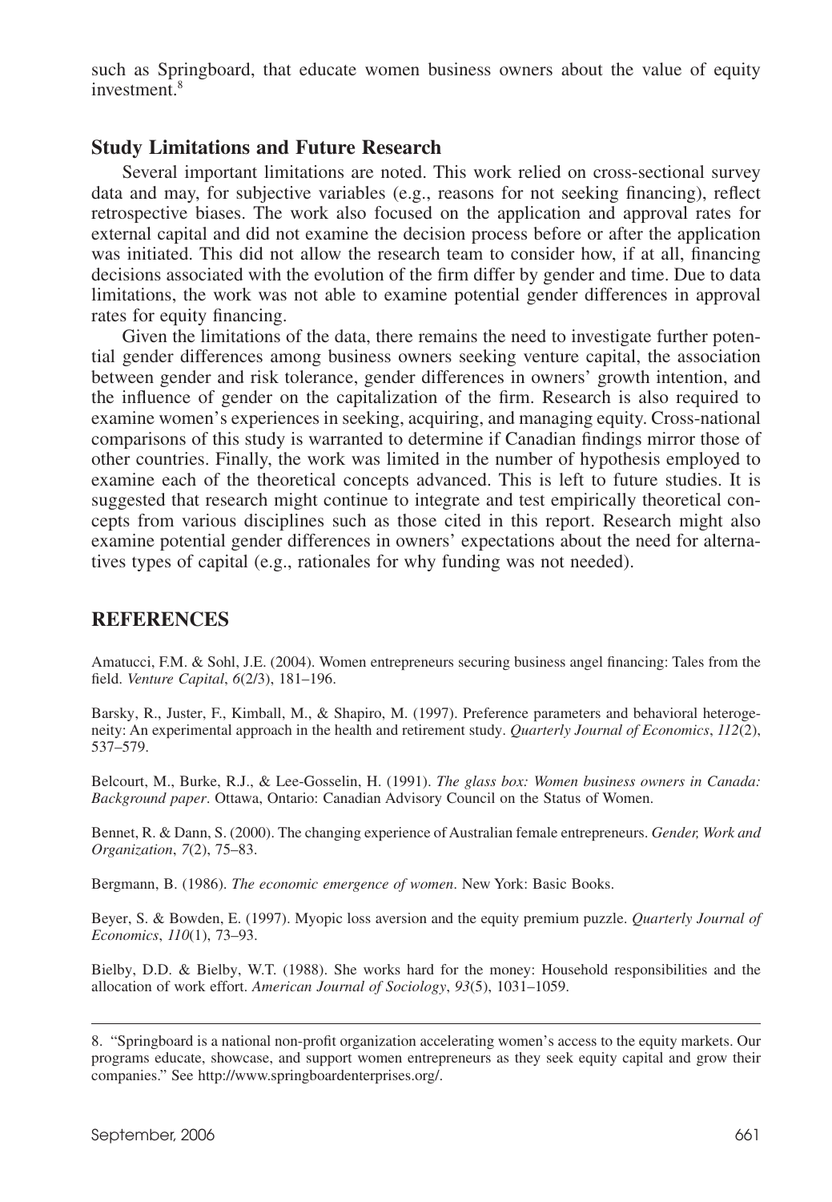such as Springboard, that educate women business owners about the value of equity investment.[8]

## Study Limitations and Future Research

Several important limitations are noted. This work relied on cross-sectional survey data and may, for subjective variables (e.g., reasons for not seeking financing), reflect retrospective biases. The work also focused on the application and approval rates for external capital and did not examine the decision process before or after the application was initiated. This did not allow the research team to consider how, if at all, financing decisions associated with the evolution of the firm differ by gender and time. Due to data limitations, the work was not able to examine potential gender differences in approval rates for equity financing.

Given the limitations of the data, there remains the need to investigate further potential gender differences among business owners seeking venture capital, the association between gender and risk tolerance, gender differences in owners' growth intention, and the influence of gender on the capitalization of the firm. Research is also required to examine women's experiences in seeking, acquiring, and managing equity. Cross-national comparisons of this study is warranted to determine if Canadian findings mirror those of other countries. Finally, the work was limited in the number of hypothesis employed to examine each of the theoretical concepts advanced. This is left to future studies. It is suggested that research might continue to integrate and test empirically theoretical concepts from various disciplines such as those cited in this report. Research might also examine potential gender differences in owners' expectations about the need for alternatives types of capital (e.g., rationales for why funding was not needed).

## REFERENCES

Amatucci, F.M. & Sohl, J.E. (2004). Women entrepreneurs securing business angel financing: Tales from the field. *Venture Capital*, *6*(2/3), 181–196.

Barsky, R., Juster, F., Kimball, M., & Shapiro, M. (1997). Preference parameters and behavioral heterogeneity: An experimental approach in the health and retirement study. *Quarterly Journal of Economics*, *112*(2), 537–579.

Belcourt, M., Burke, R.J., & Lee-Gosselin, H. (1991). *The glass box: Women business owners in Canada: Background paper*. Ottawa, Ontario: Canadian Advisory Council on the Status of Women.

Bennet, R. & Dann, S. (2000). The changing experience of Australian female entrepreneurs. *Gender, Work and Organization*, *7*(2), 75–83.

Bergmann, B. (1986). *The economic emergence of women*. New York: Basic Books.

Beyer, S. & Bowden, E. (1997). Myopic loss aversion and the equity premium puzzle. *Quarterly Journal of Economics*, *110*(1), 73–93.

Bielby, D.D. & Bielby, W.T. (1988). She works hard for the money: Household responsibilities and the allocation of work effort. *American Journal of Sociology*, *93*(5), 1031–1059.

---

8. "Springboard is a national non-profit organization accelerating women's access to the equity markets. Our programs educate, showcase, and support women entrepreneurs as they seek equity capital and grow their companies." See http://www.springboardenterprises.org/.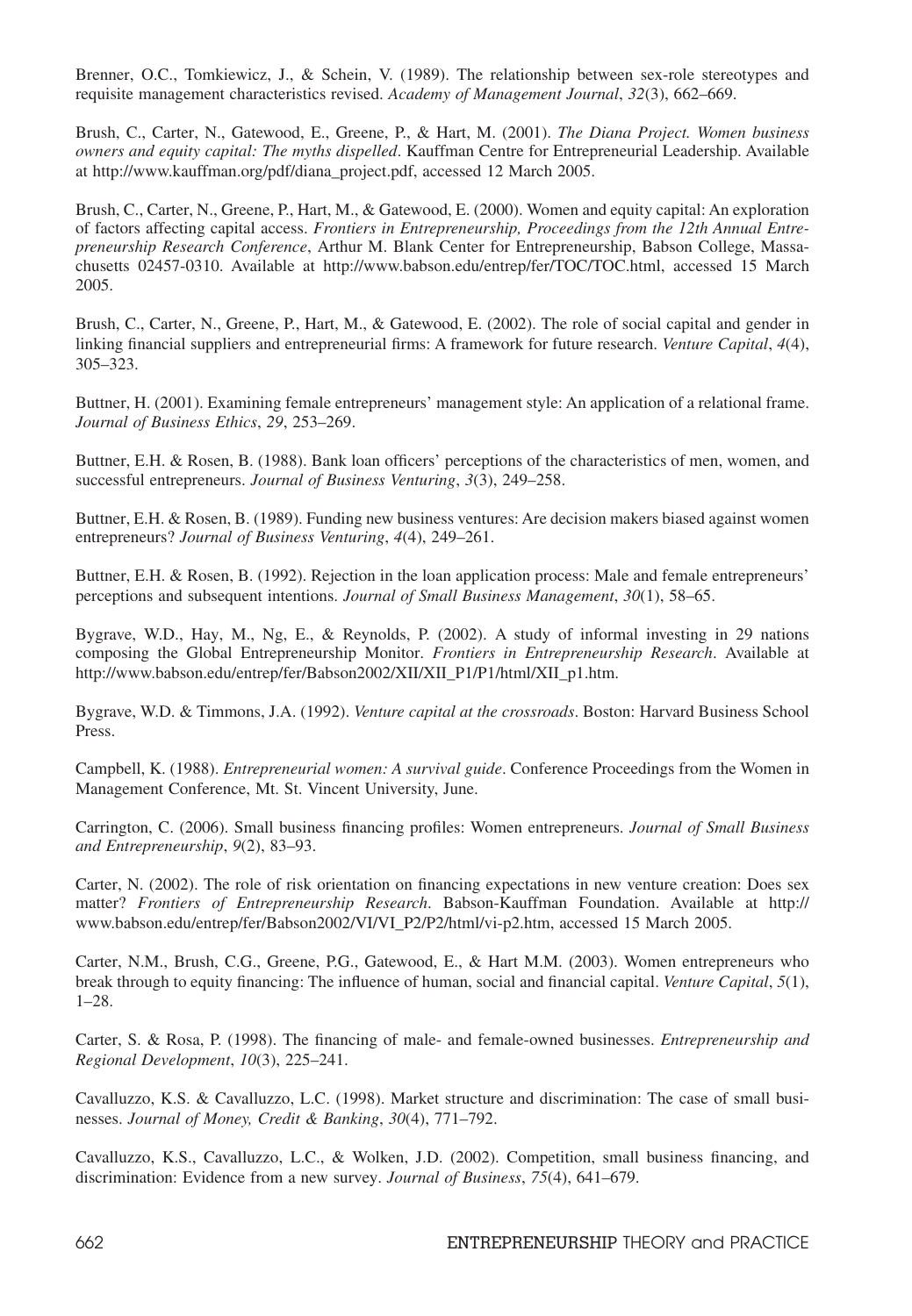Brenner, O.C., Tomkiewicz, J., & Schein, V. (1989). The relationship between sex-role stereotypes and requisite management characteristics revised. *Academy of Management Journal*, *32*(3), 662–669.

Brush, C., Carter, N., Gatewood, E., Greene, P., & Hart, M. (2001). *The Diana Project. Women business owners and equity capital: The myths dispelled*. Kauffman Centre for Entrepreneurial Leadership. Available at http://www.kauffman.org/pdf/diana_project.pdf, accessed 12 March 2005.

Brush, C., Carter, N., Greene, P., Hart, M., & Gatewood, E. (2000). Women and equity capital: An exploration of factors affecting capital access. *Frontiers in Entrepreneurship, Proceedings from the 12th Annual Entrepreneurship Research Conference*, Arthur M. Blank Center for Entrepreneurship, Babson College, Massachusetts 02457-0310. Available at http://www.babson.edu/entrep/fer/TOC/TOC.html, accessed 15 March 2005.

Brush, C., Carter, N., Greene, P., Hart, M., & Gatewood, E. (2002). The role of social capital and gender in linking financial suppliers and entrepreneurial firms: A framework for future research. *Venture Capital*, *4*(4), 305–323.

Buttner, H. (2001). Examining female entrepreneurs' management style: An application of a relational frame. *Journal of Business Ethics*, *29*, 253–269.

Buttner, E.H. & Rosen, B. (1988). Bank loan officers' perceptions of the characteristics of men, women, and successful entrepreneurs. *Journal of Business Venturing*, *3*(3), 249–258.

Buttner, E.H. & Rosen, B. (1989). Funding new business ventures: Are decision makers biased against women entrepreneurs? *Journal of Business Venturing*, *4*(4), 249–261.

Buttner, E.H. & Rosen, B. (1992). Rejection in the loan application process: Male and female entrepreneurs' perceptions and subsequent intentions. *Journal of Small Business Management*, *30*(1), 58–65.

Bygrave, W.D., Hay, M., Ng, E., & Reynolds, P. (2002). A study of informal investing in 29 nations composing the Global Entrepreneurship Monitor. *Frontiers in Entrepreneurship Research*. Available at http://www.babson.edu/entrep/fer/Babson2002/XII/XII_P1/P1/html/XII_p1.htm.

Bygrave, W.D. & Timmons, J.A. (1992). *Venture capital at the crossroads*. Boston: Harvard Business School Press.

Campbell, K. (1988). *Entrepreneurial women: A survival guide*. Conference Proceedings from the Women in Management Conference, Mt. St. Vincent University, June.

Carrington, C. (2006). Small business financing profiles: Women entrepreneurs. *Journal of Small Business and Entrepreneurship*, *9*(2), 83–93.

Carter, N. (2002). The role of risk orientation on financing expectations in new venture creation: Does sex matter? *Frontiers of Entrepreneurship Research*. Babson-Kauffman Foundation. Available at http://www.babson.edu/entrep/fer/Babson2002/VI/VI_P2/P2/html/vi-p2.htm, accessed 15 March 2005.

Carter, N.M., Brush, C.G., Greene, P.G., Gatewood, E., & Hart M.M. (2003). Women entrepreneurs who break through to equity financing: The influence of human, social and financial capital. *Venture Capital*, *5*(1), 1–28.

Carter, S. & Rosa, P. (1998). The financing of male- and female-owned businesses. *Entrepreneurship and Regional Development*, *10*(3), 225–241.

Cavalluzzo, K.S. & Cavalluzzo, L.C. (1998). Market structure and discrimination: The case of small businesses. *Journal of Money, Credit & Banking*, *30*(4), 771–792.

Cavalluzzo, K.S., Cavalluzzo, L.C., & Wolken, J.D. (2002). Competition, small business financing, and discrimination: Evidence from a new survey. *Journal of Business*, *75*(4), 641–679.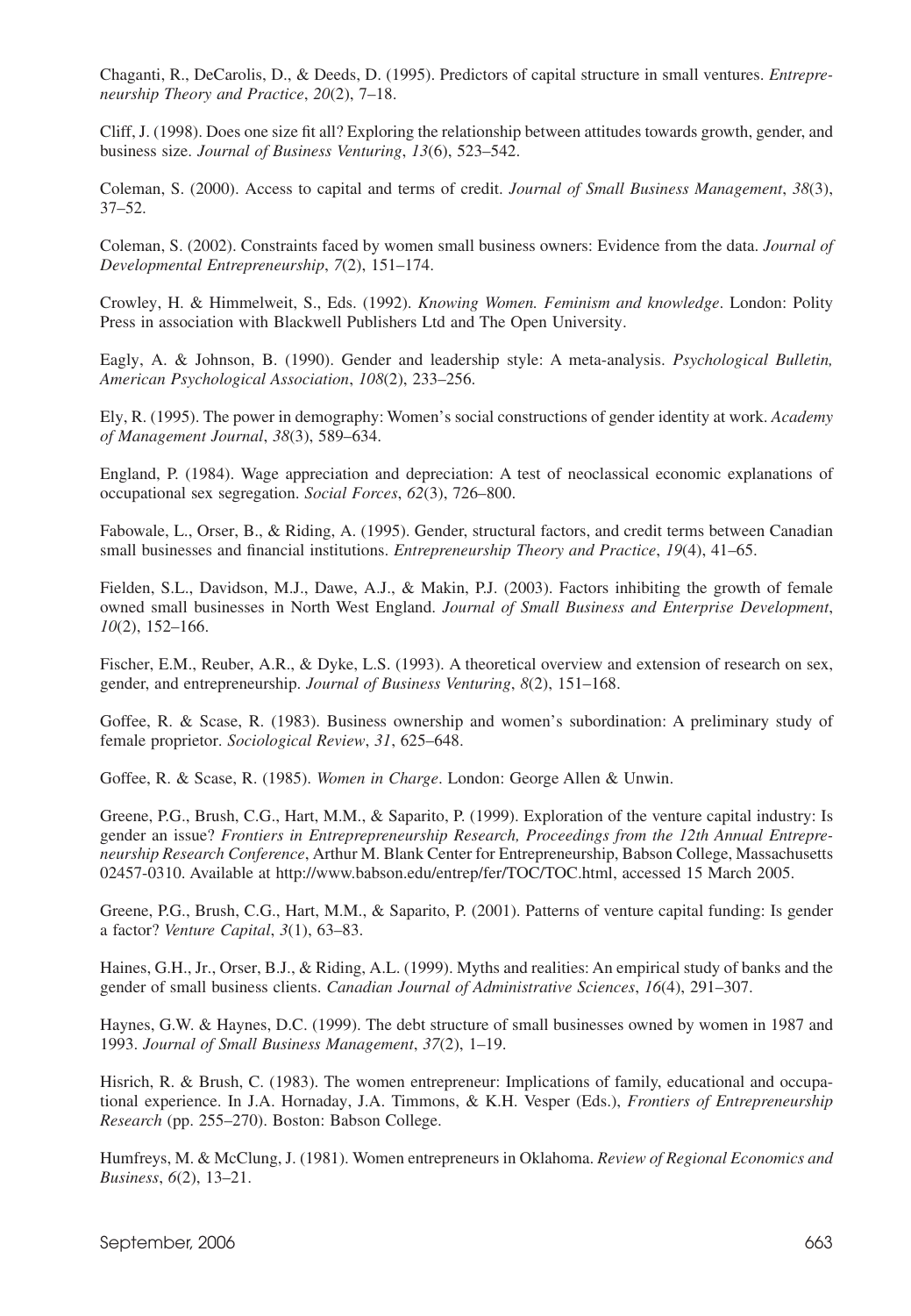Chaganti, R., DeCarolis, D., & Deeds, D. (1995). Predictors of capital structure in small ventures. *Entrepreneurship Theory and Practice*, *20*(2), 7–18.

Cliff, J. (1998). Does one size fit all? Exploring the relationship between attitudes towards growth, gender, and business size. *Journal of Business Venturing*, *13*(6), 523–542.

Coleman, S. (2000). Access to capital and terms of credit. *Journal of Small Business Management*, *38*(3), 37–52.

Coleman, S. (2002). Constraints faced by women small business owners: Evidence from the data. *Journal of Developmental Entrepreneurship*, *7*(2), 151–174.

Crowley, H. & Himmelweit, S., Eds. (1992). *Knowing Women. Feminism and knowledge*. London: Polity Press in association with Blackwell Publishers Ltd and The Open University.

Eagly, A. & Johnson, B. (1990). Gender and leadership style: A meta-analysis. *Psychological Bulletin, American Psychological Association*, *108*(2), 233–256.

Ely, R. (1995). The power in demography: Women's social constructions of gender identity at work. *Academy of Management Journal*, *38*(3), 589–634.

England, P. (1984). Wage appreciation and depreciation: A test of neoclassical economic explanations of occupational sex segregation. *Social Forces*, *62*(3), 726–800.

Fabowale, L., Orser, B., & Riding, A. (1995). Gender, structural factors, and credit terms between Canadian small businesses and financial institutions. *Entrepreneurship Theory and Practice*, *19*(4), 41–65.

Fielden, S.L., Davidson, M.J., Dawe, A.J., & Makin, P.J. (2003). Factors inhibiting the growth of female owned small businesses in North West England. *Journal of Small Business and Enterprise Development*, *10*(2), 152–166.

Fischer, E.M., Reuber, A.R., & Dyke, L.S. (1993). A theoretical overview and extension of research on sex, gender, and entrepreneurship. *Journal of Business Venturing*, *8*(2), 151–168.

Goffee, R. & Scase, R. (1983). Business ownership and women's subordination: A preliminary study of female proprietor. *Sociological Review*, *31*, 625–648.

Goffee, R. & Scase, R. (1985). *Women in Charge*. London: George Allen & Unwin.

Greene, P.G., Brush, C.G., Hart, M.M., & Saparito, P. (1999). Exploration of the venture capital industry: Is gender an issue? *Frontiers in Entreprepreneurship Research, Proceedings from the 12th Annual Entrepreneurship Research Conference*, Arthur M. Blank Center for Entrepreneurship, Babson College, Massachusetts 02457-0310. Available at http://www.babson.edu/entrep/fer/TOC/TOC.html, accessed 15 March 2005.

Greene, P.G., Brush, C.G., Hart, M.M., & Saparito, P. (2001). Patterns of venture capital funding: Is gender a factor? *Venture Capital*, *3*(1), 63–83.

Haines, G.H., Jr., Orser, B.J., & Riding, A.L. (1999). Myths and realities: An empirical study of banks and the gender of small business clients. *Canadian Journal of Administrative Sciences*, *16*(4), 291–307.

Haynes, G.W. & Haynes, D.C. (1999). The debt structure of small businesses owned by women in 1987 and 1993. *Journal of Small Business Management*, *37*(2), 1–19.

Hisrich, R. & Brush, C. (1983). The women entrepreneur: Implications of family, educational and occupational experience. In J.A. Hornaday, J.A. Timmons, & K.H. Vesper (Eds.), *Frontiers of Entrepreneurship Research* (pp. 255–270). Boston: Babson College.

Humfreys, M. & McClung, J. (1981). Women entrepreneurs in Oklahoma. *Review of Regional Economics and Business*, *6*(2), 13–21.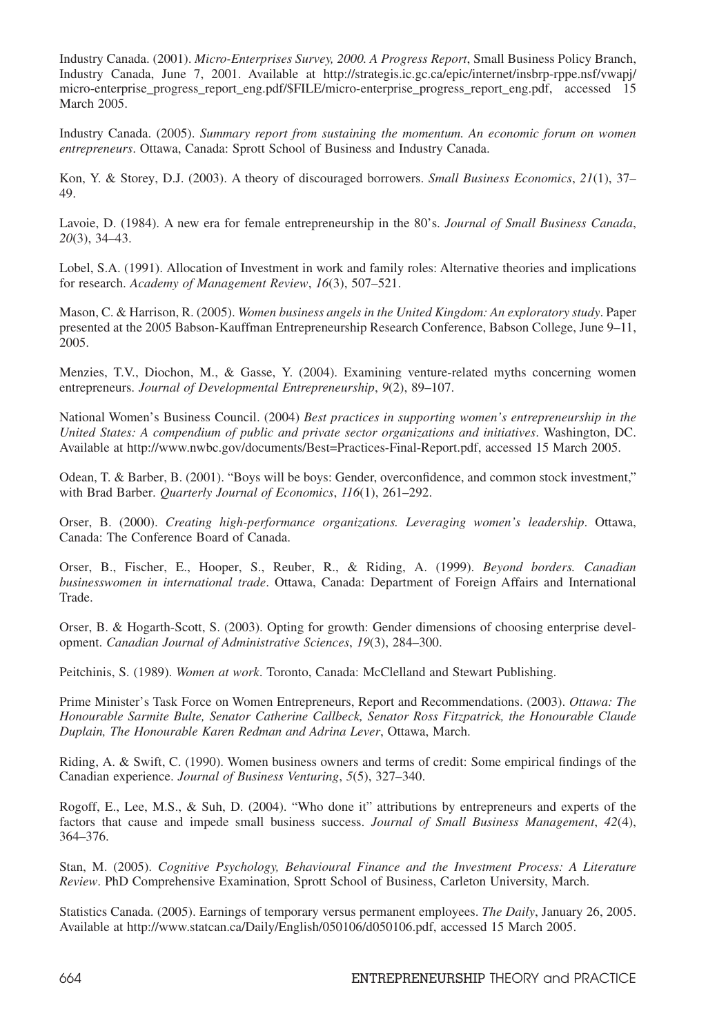Industry Canada. (2001). *Micro-Enterprises Survey, 2000. A Progress Report*, Small Business Policy Branch, Industry Canada, June 7, 2001. Available at http://strategis.ic.gc.ca/epic/internet/insbrp-rppe.nsf/vwapj/micro-enterprise_progress_report_eng.pdf/$FILE/micro-enterprise_progress_report_eng.pdf, accessed 15 March 2005.

Industry Canada. (2005). *Summary report from sustaining the momentum. An economic forum on women entrepreneurs*. Ottawa, Canada: Sprott School of Business and Industry Canada.

Kon, Y. & Storey, D.J. (2003). A theory of discouraged borrowers. *Small Business Economics*, *21*(1), 37–49.

Lavoie, D. (1984). A new era for female entrepreneurship in the 80's. *Journal of Small Business Canada*, *20*(3), 34–43.

Lobel, S.A. (1991). Allocation of Investment in work and family roles: Alternative theories and implications for research. *Academy of Management Review*, *16*(3), 507–521.

Mason, C. & Harrison, R. (2005). *Women business angels in the United Kingdom: An exploratory study*. Paper presented at the 2005 Babson-Kauffman Entrepreneurship Research Conference, Babson College, June 9–11, 2005.

Menzies, T.V., Diochon, M., & Gasse, Y. (2004). Examining venture-related myths concerning women entrepreneurs. *Journal of Developmental Entrepreneurship*, *9*(2), 89–107.

National Women's Business Council. (2004) *Best practices in supporting women's entrepreneurship in the United States: A compendium of public and private sector organizations and initiatives*. Washington, DC. Available at http://www.nwbc.gov/documents/Best=Practices-Final-Report.pdf, accessed 15 March 2005.

Odean, T. & Barber, B. (2001). "Boys will be boys: Gender, overconfidence, and common stock investment," with Brad Barber. *Quarterly Journal of Economics*, *116*(1), 261–292.

Orser, B. (2000). *Creating high-performance organizations. Leveraging women's leadership*. Ottawa, Canada: The Conference Board of Canada.

Orser, B., Fischer, E., Hooper, S., Reuber, R., & Riding, A. (1999). *Beyond borders. Canadian businesswomen in international trade*. Ottawa, Canada: Department of Foreign Affairs and International Trade.

Orser, B. & Hogarth-Scott, S. (2003). Opting for growth: Gender dimensions of choosing enterprise development. *Canadian Journal of Administrative Sciences*, *19*(3), 284–300.

Peitchinis, S. (1989). *Women at work*. Toronto, Canada: McClelland and Stewart Publishing.

Prime Minister's Task Force on Women Entrepreneurs, Report and Recommendations. (2003). *Ottawa: The Honourable Sarmite Bulte, Senator Catherine Callbeck, Senator Ross Fitzpatrick, the Honourable Claude Duplain, The Honourable Karen Redman and Adrina Lever*, Ottawa, March.

Riding, A. & Swift, C. (1990). Women business owners and terms of credit: Some empirical findings of the Canadian experience. *Journal of Business Venturing*, *5*(5), 327–340.

Rogoff, E., Lee, M.S., & Suh, D. (2004). "Who done it" attributions by entrepreneurs and experts of the factors that cause and impede small business success. *Journal of Small Business Management*, *42*(4), 364–376.

Stan, M. (2005). *Cognitive Psychology, Behavioural Finance and the Investment Process: A Literature Review*. PhD Comprehensive Examination, Sprott School of Business, Carleton University, March.

Statistics Canada. (2005). Earnings of temporary versus permanent employees. *The Daily*, January 26, 2005. Available at http://www.statcan.ca/Daily/English/050106/d050106.pdf, accessed 15 March 2005.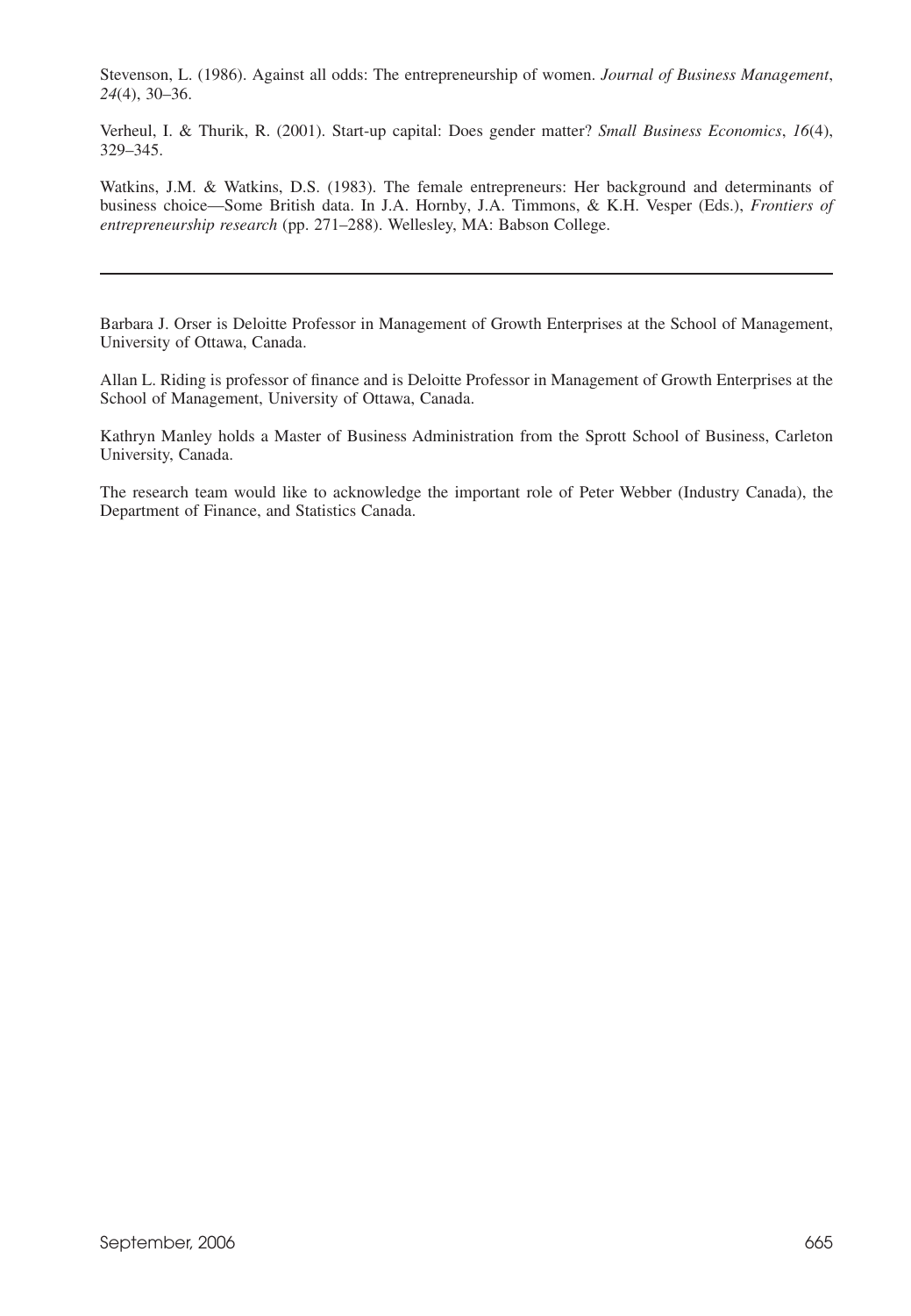Stevenson, L. (1986). Against all odds: The entrepreneurship of women. *Journal of Business Management*, *24*(4), 30–36.

Verheul, I. & Thurik, R. (2001). Start-up capital: Does gender matter? *Small Business Economics*, *16*(4), 329–345.

Watkins, J.M. & Watkins, D.S. (1983). The female entrepreneurs: Her background and determinants of business choice—Some British data. In J.A. Hornby, J.A. Timmons, & K.H. Vesper (Eds.), *Frontiers of entrepreneurship research* (pp. 271–288). Wellesley, MA: Babson College.

---

Barbara J. Orser is Deloitte Professor in Management of Growth Enterprises at the School of Management, University of Ottawa, Canada.

Allan L. Riding is professor of finance and is Deloitte Professor in Management of Growth Enterprises at the School of Management, University of Ottawa, Canada.

Kathryn Manley holds a Master of Business Administration from the Sprott School of Business, Carleton University, Canada.

The research team would like to acknowledge the important role of Peter Webber (Industry Canada), the Department of Finance, and Statistics Canada.